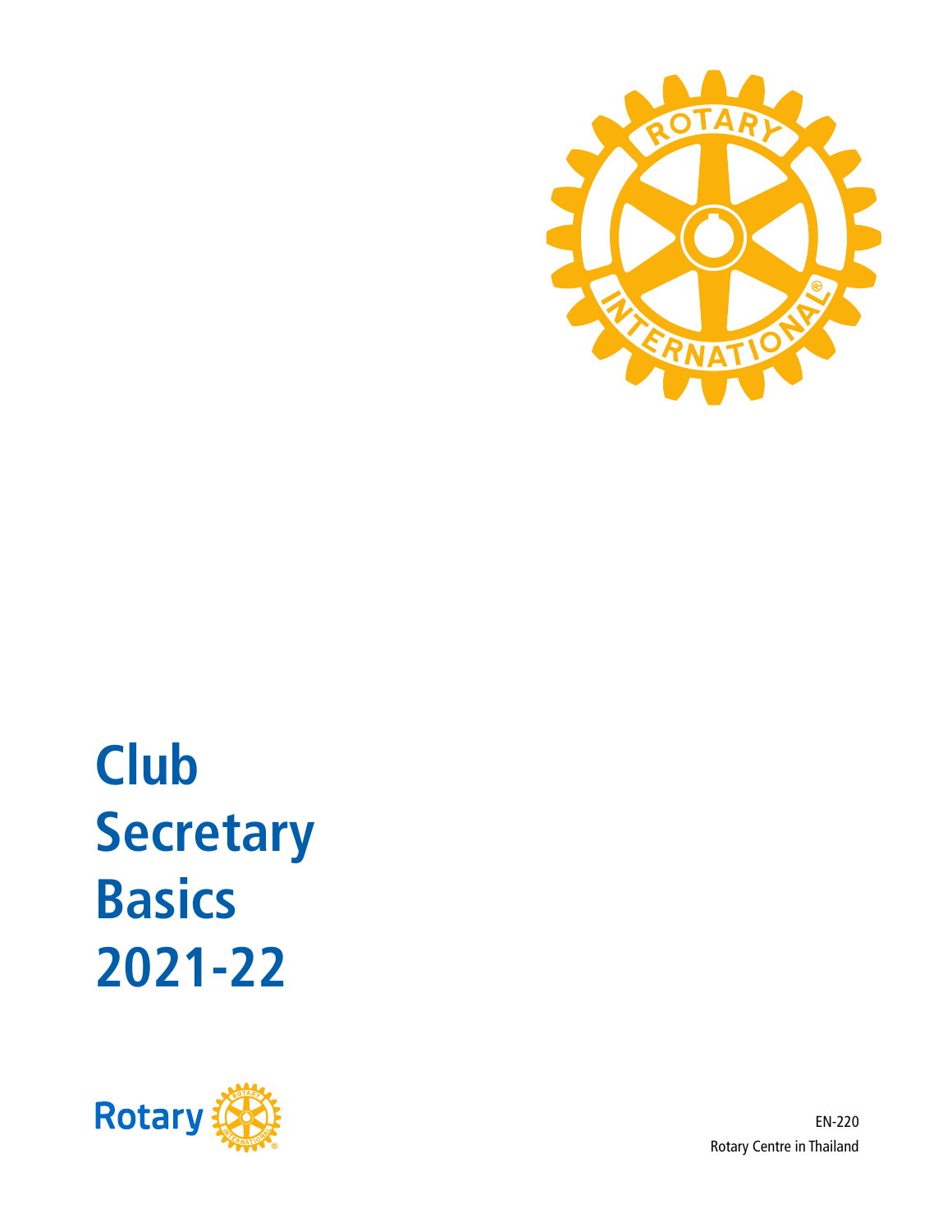# Club Secretary Basics 2021-22

EN-220

Rotary Centre in Thailand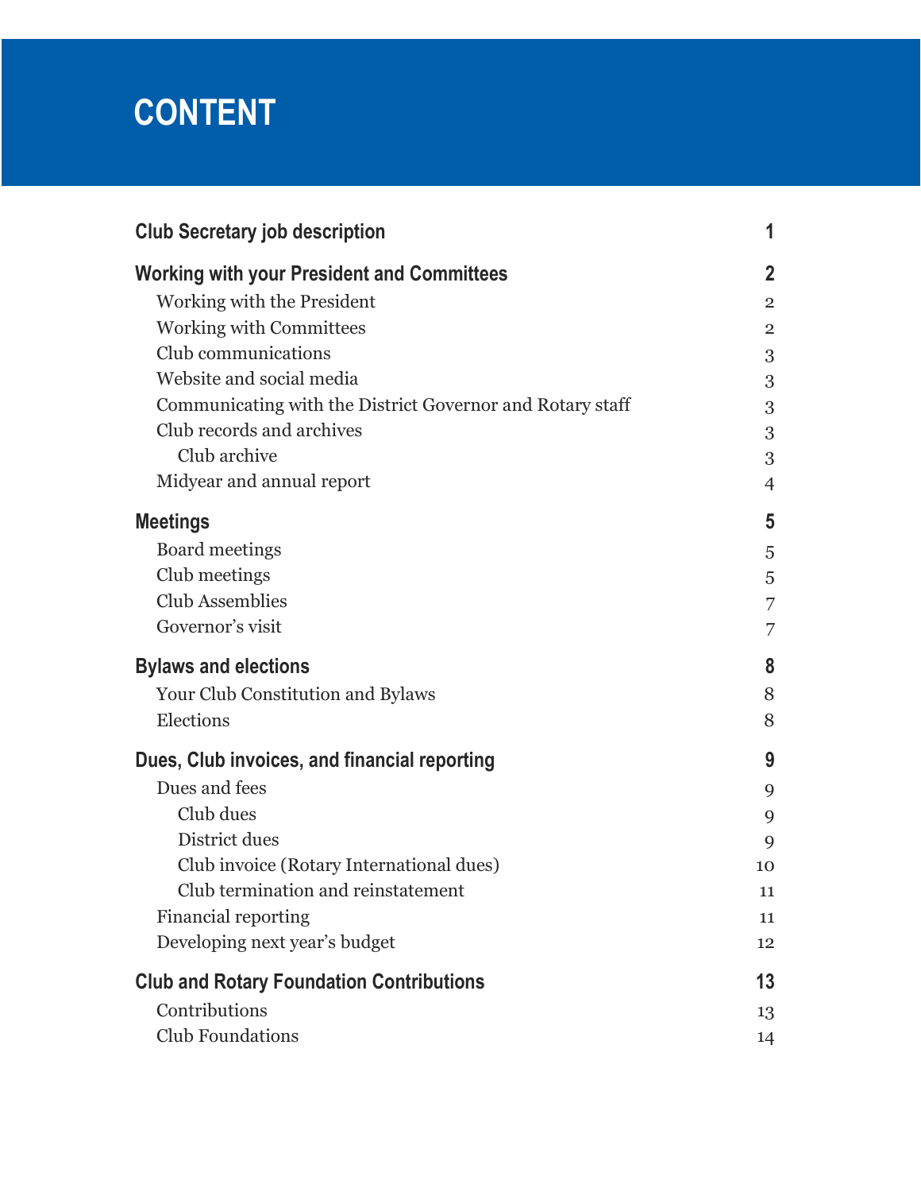# CONTENT

| | |
|---|---|
| **Club Secretary job description** | **1** |
| **Working with your President and Committees** | **2** |
| Working with the President | 2 |
| Working with Committees | 2 |
| Club communications | 3 |
| Website and social media | 3 |
| Communicating with the District Governor and Rotary staff | 3 |
| Club records and archives | 3 |
| Club archive | 3 |
| Midyear and annual report | 4 |
| **Meetings** | **5** |
| Board meetings | 5 |
| Club meetings | 5 |
| Club Assemblies | 7 |
| Governor's visit | 7 |
| **Bylaws and elections** | **8** |
| Your Club Constitution and Bylaws | 8 |
| Elections | 8 |
| **Dues, Club invoices, and financial reporting** | **9** |
| Dues and fees | 9 |
| Club dues | 9 |
| District dues | 9 |
| Club invoice (Rotary International dues) | 10 |
| Club termination and reinstatement | 11 |
| Financial reporting | 11 |
| Developing next year's budget | 12 |
| **Club and Rotary Foundation Contributions** | **13** |
| Contributions | 13 |
| Club Foundations | 14 |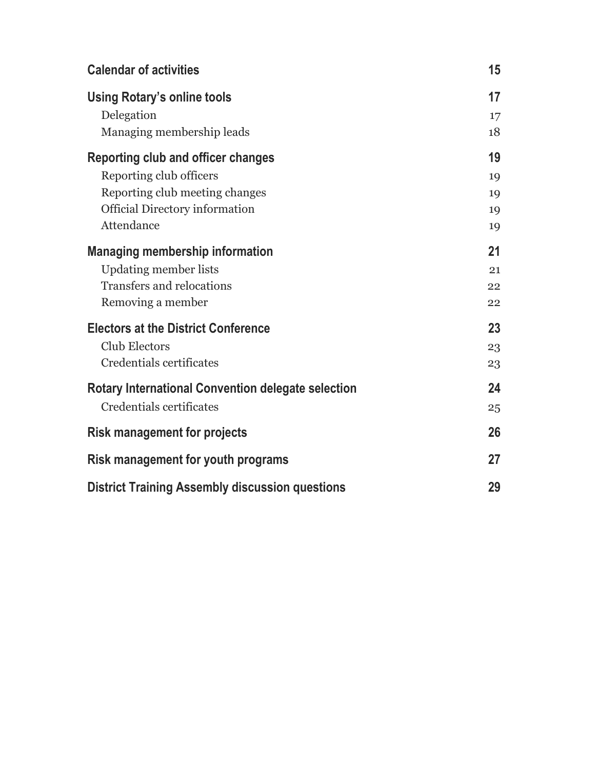| | |
|---|---|
| **Calendar of activities** | **15** |
| **Using Rotary's online tools** | **17** |
| Delegation | 17 |
| Managing membership leads | 18 |
| **Reporting club and officer changes** | **19** |
| Reporting club officers | 19 |
| Reporting club meeting changes | 19 |
| Official Directory information | 19 |
| Attendance | 19 |
| **Managing membership information** | **21** |
| Updating member lists | 21 |
| Transfers and relocations | 22 |
| Removing a member | 22 |
| **Electors at the District Conference** | **23** |
| Club Electors | 23 |
| Credentials certificates | 23 |
| **Rotary International Convention delegate selection** | **24** |
| Credentials certificates | 25 |
| **Risk management for projects** | **26** |
| **Risk management for youth programs** | **27** |
| **District Training Assembly discussion questions** | **29** |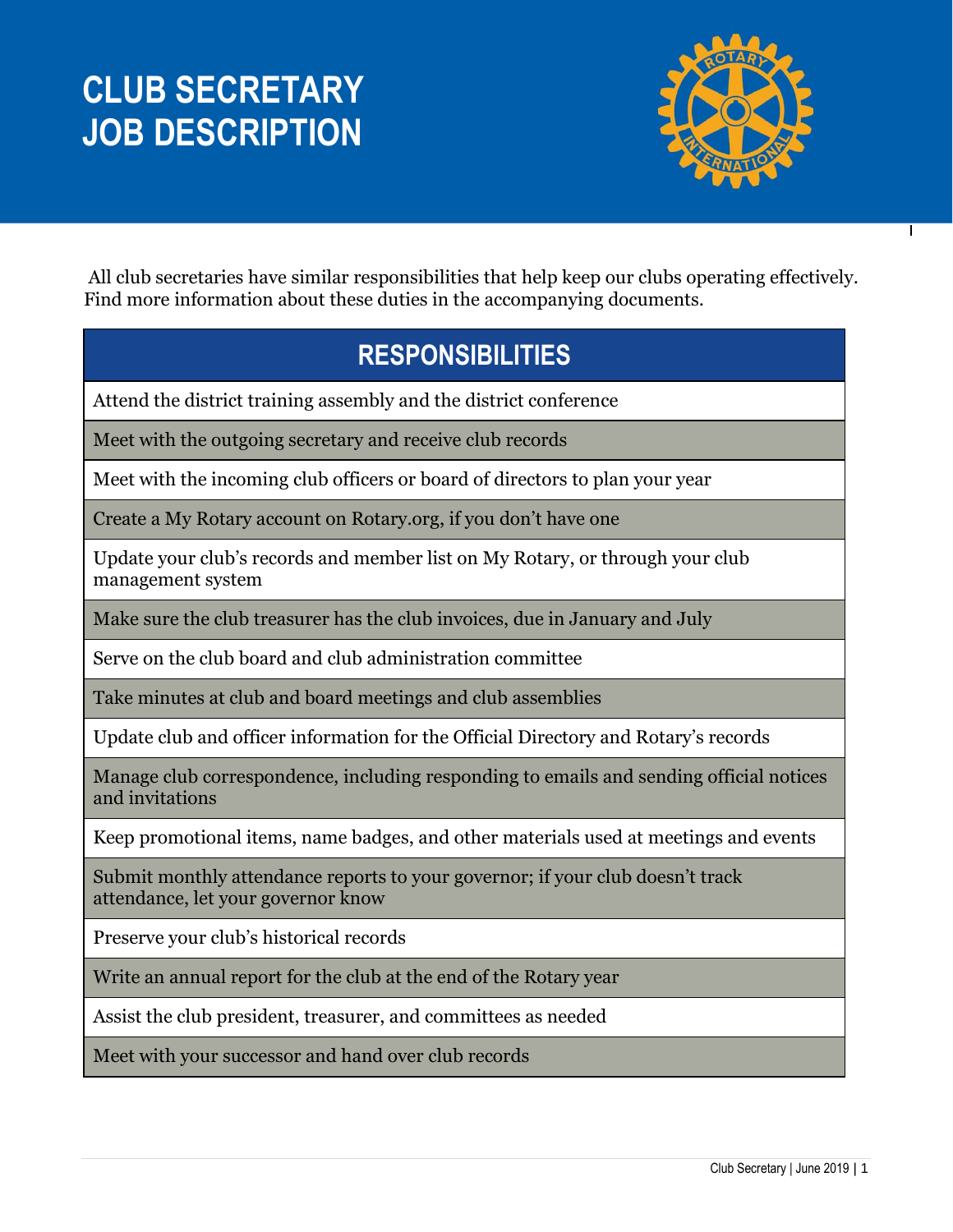# CLUB SECRETARY JOB DESCRIPTION

All club secretaries have similar responsibilities that help keep our clubs operating effectively. Find more information about these duties in the accompanying documents.

| RESPONSIBILITIES |
|---|
| Attend the district training assembly and the district conference |
| Meet with the outgoing secretary and receive club records |
| Meet with the incoming club officers or board of directors to plan your year |
| Create a My Rotary account on Rotary.org, if you don't have one |
| Update your club's records and member list on My Rotary, or through your club management system |
| Make sure the club treasurer has the club invoices, due in January and July |
| Serve on the club board and club administration committee |
| Take minutes at club and board meetings and club assemblies |
| Update club and officer information for the Official Directory and Rotary's records |
| Manage club correspondence, including responding to emails and sending official notices and invitations |
| Keep promotional items, name badges, and other materials used at meetings and events |
| Submit monthly attendance reports to your governor; if your club doesn't track attendance, let your governor know |
| Preserve your club's historical records |
| Write an annual report for the club at the end of the Rotary year |
| Assist the club president, treasurer, and committees as needed |
| Meet with your successor and hand over club records |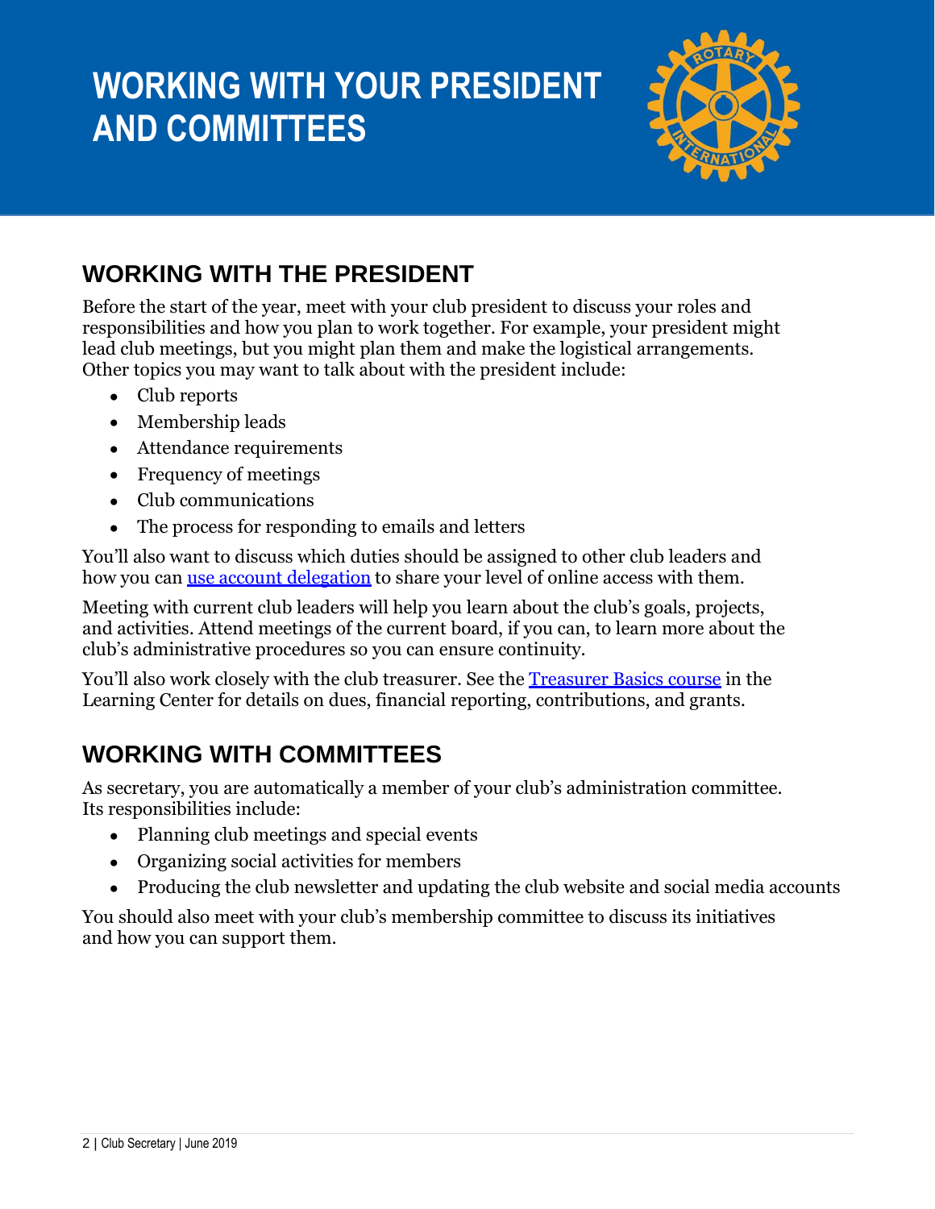# WORKING WITH YOUR PRESIDENT AND COMMITTEES

## WORKING WITH THE PRESIDENT

Before the start of the year, meet with your club president to discuss your roles and responsibilities and how you plan to work together. For example, your president might lead club meetings, but you might plan them and make the logistical arrangements. Other topics you may want to talk about with the president include:

- Club reports
- Membership leads
- Attendance requirements
- Frequency of meetings
- Club communications
- The process for responding to emails and letters

You'll also want to discuss which duties should be assigned to other club leaders and how you can use account delegation to share your level of online access with them.

Meeting with current club leaders will help you learn about the club's goals, projects, and activities. Attend meetings of the current board, if you can, to learn more about the club's administrative procedures so you can ensure continuity.

You'll also work closely with the club treasurer. See the Treasurer Basics course in the Learning Center for details on dues, financial reporting, contributions, and grants.

## WORKING WITH COMMITTEES

As secretary, you are automatically a member of your club's administration committee. Its responsibilities include:

- Planning club meetings and special events
- Organizing social activities for members
- Producing the club newsletter and updating the club website and social media accounts

You should also meet with your club's membership committee to discuss its initiatives and how you can support them.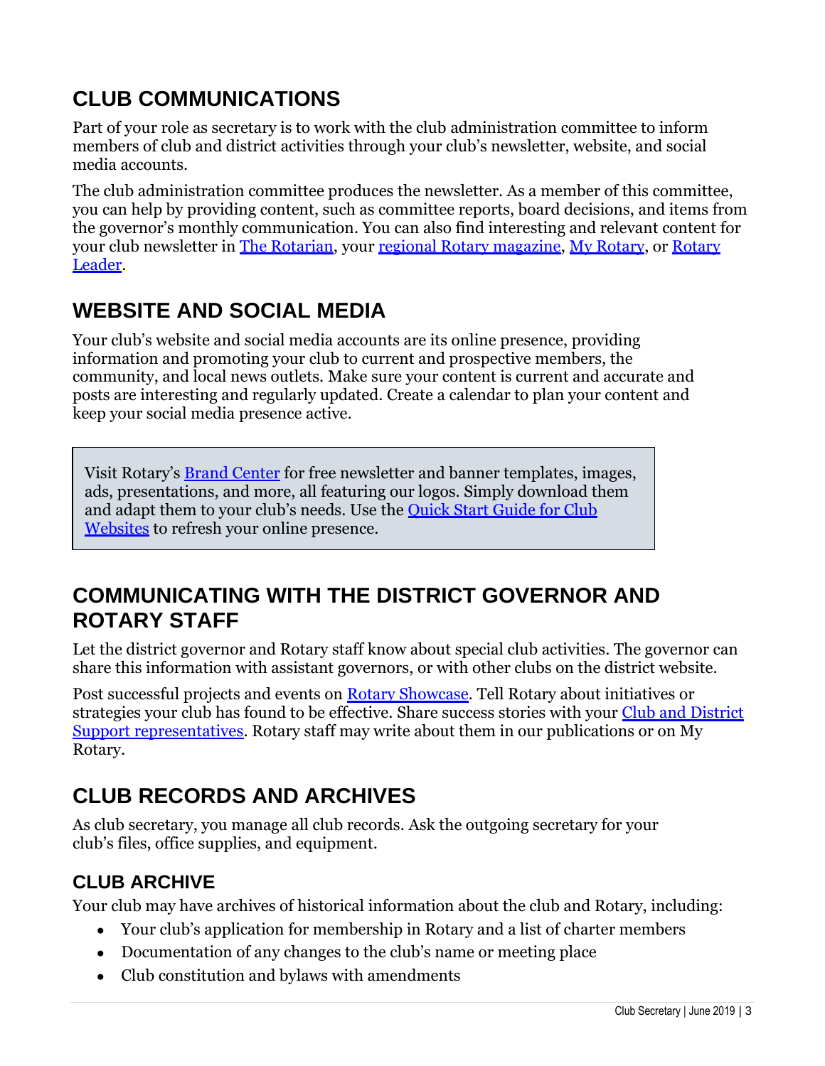## CLUB COMMUNICATIONS

Part of your role as secretary is to work with the club administration committee to inform members of club and district activities through your club's newsletter, website, and social media accounts.

The club administration committee produces the newsletter. As a member of this committee, you can help by providing content, such as committee reports, board decisions, and items from the governor's monthly communication. You can also find interesting and relevant content for your club newsletter in The Rotarian, your regional Rotary magazine, My Rotary, or Rotary Leader.

## WEBSITE AND SOCIAL MEDIA

Your club's website and social media accounts are its online presence, providing information and promoting your club to current and prospective members, the community, and local news outlets. Make sure your content is current and accurate and posts are interesting and regularly updated. Create a calendar to plan your content and keep your social media presence active.

> Visit Rotary's Brand Center for free newsletter and banner templates, images, ads, presentations, and more, all featuring our logos. Simply download them and adapt them to your club's needs. Use the Quick Start Guide for Club Websites to refresh your online presence.

## COMMUNICATING WITH THE DISTRICT GOVERNOR AND ROTARY STAFF

Let the district governor and Rotary staff know about special club activities. The governor can share this information with assistant governors, or with other clubs on the district website.

Post successful projects and events on Rotary Showcase. Tell Rotary about initiatives or strategies your club has found to be effective. Share success stories with your Club and District Support representatives. Rotary staff may write about them in our publications or on My Rotary.

## CLUB RECORDS AND ARCHIVES

As club secretary, you manage all club records. Ask the outgoing secretary for your club's files, office supplies, and equipment.

### CLUB ARCHIVE

Your club may have archives of historical information about the club and Rotary, including:

- Your club's application for membership in Rotary and a list of charter members
- Documentation of any changes to the club's name or meeting place
- Club constitution and bylaws with amendments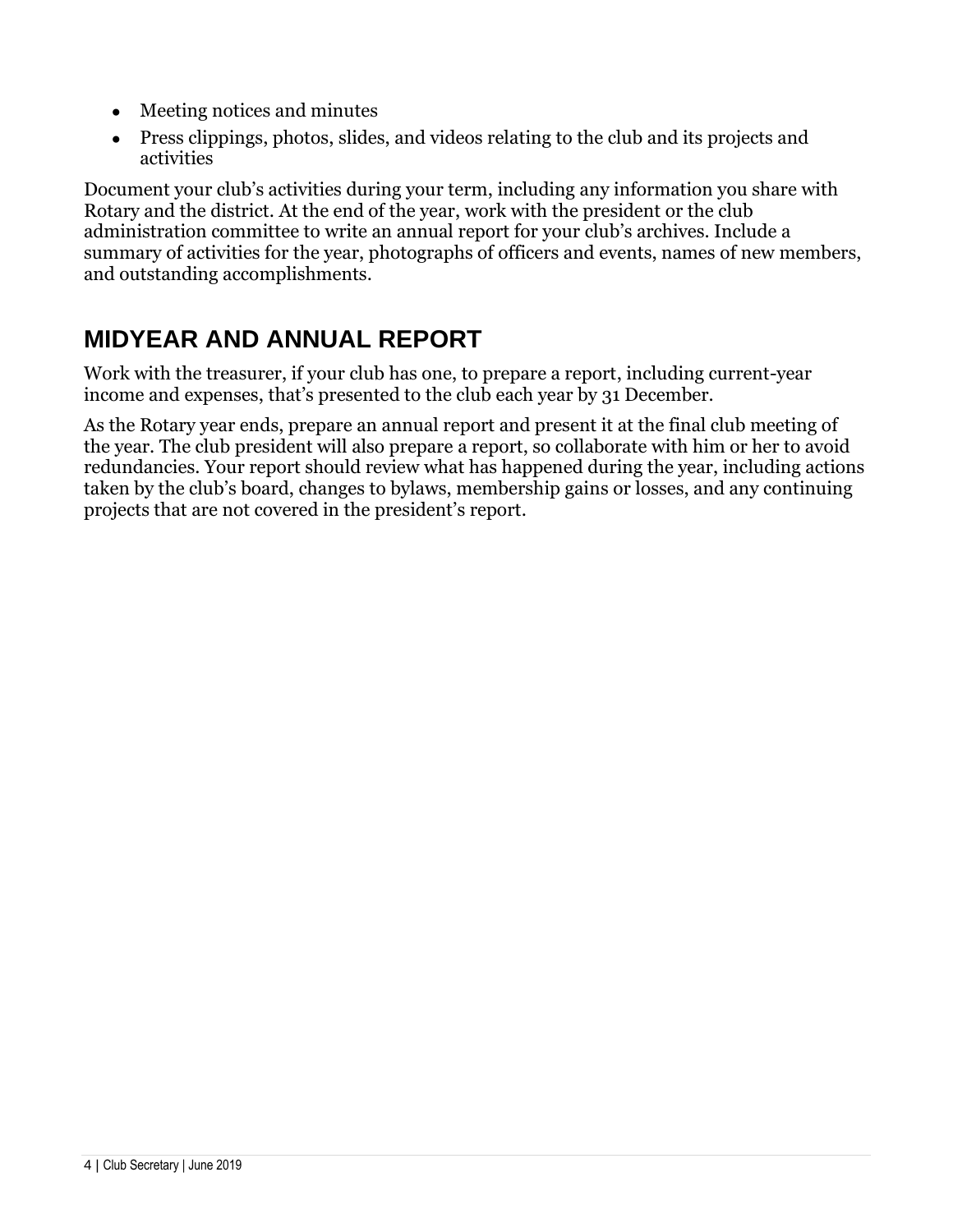- Meeting notices and minutes
- Press clippings, photos, slides, and videos relating to the club and its projects and activities

Document your club's activities during your term, including any information you share with Rotary and the district. At the end of the year, work with the president or the club administration committee to write an annual report for your club's archives. Include a summary of activities for the year, photographs of officers and events, names of new members, and outstanding accomplishments.

## MIDYEAR AND ANNUAL REPORT

Work with the treasurer, if your club has one, to prepare a report, including current-year income and expenses, that's presented to the club each year by 31 December.

As the Rotary year ends, prepare an annual report and present it at the final club meeting of the year. The club president will also prepare a report, so collaborate with him or her to avoid redundancies. Your report should review what has happened during the year, including actions taken by the club's board, changes to bylaws, membership gains or losses, and any continuing projects that are not covered in the president's report.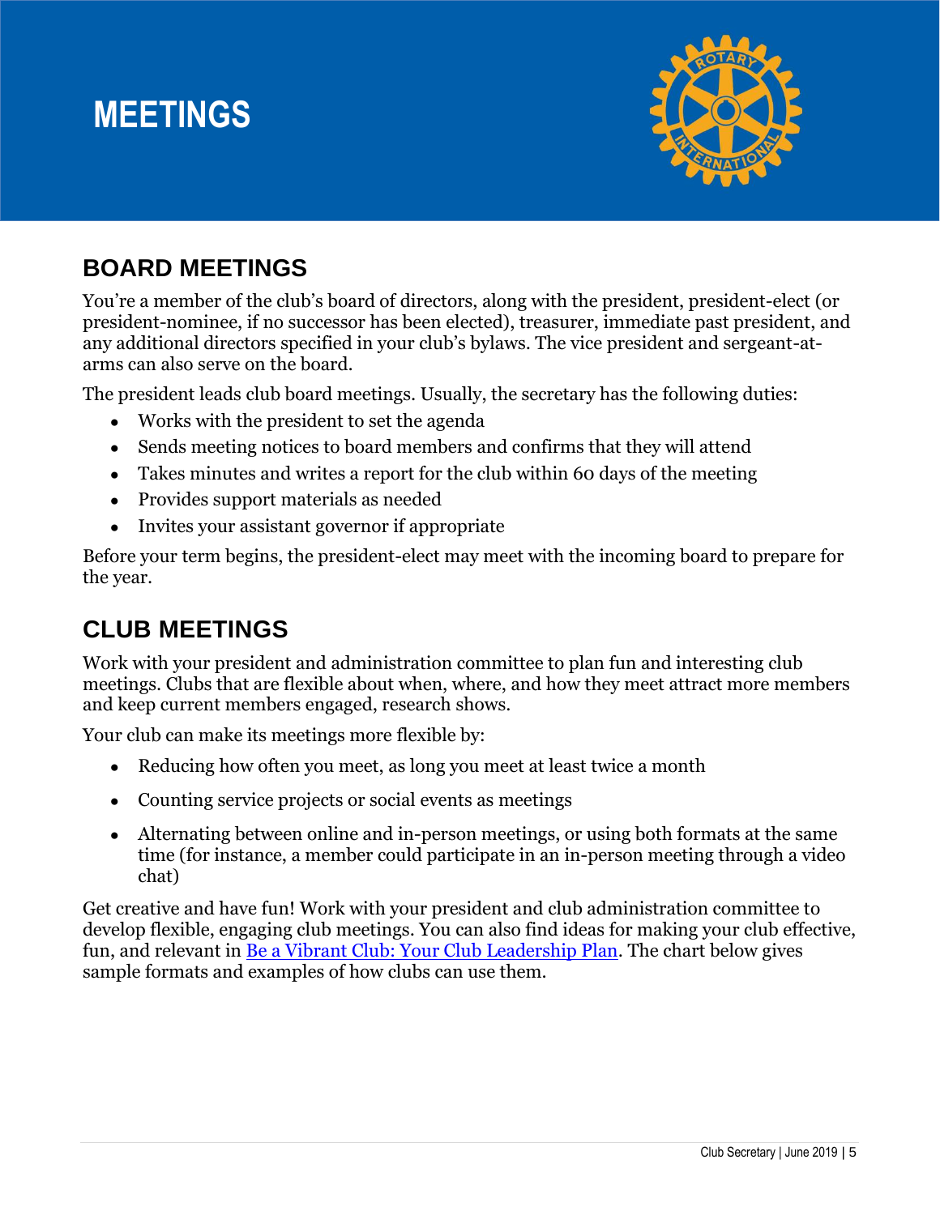# MEETINGS

## BOARD MEETINGS

You're a member of the club's board of directors, along with the president, president-elect (or president-nominee, if no successor has been elected), treasurer, immediate past president, and any additional directors specified in your club's bylaws. The vice president and sergeant-at-arms can also serve on the board.

The president leads club board meetings. Usually, the secretary has the following duties:

- Works with the president to set the agenda
- Sends meeting notices to board members and confirms that they will attend
- Takes minutes and writes a report for the club within 60 days of the meeting
- Provides support materials as needed
- Invites your assistant governor if appropriate

Before your term begins, the president-elect may meet with the incoming board to prepare for the year.

## CLUB MEETINGS

Work with your president and administration committee to plan fun and interesting club meetings. Clubs that are flexible about when, where, and how they meet attract more members and keep current members engaged, research shows.

Your club can make its meetings more flexible by:

- Reducing how often you meet, as long you meet at least twice a month
- Counting service projects or social events as meetings
- Alternating between online and in-person meetings, or using both formats at the same time (for instance, a member could participate in an in-person meeting through a video chat)

Get creative and have fun! Work with your president and club administration committee to develop flexible, engaging club meetings. You can also find ideas for making your club effective, fun, and relevant in Be a Vibrant Club: Your Club Leadership Plan. The chart below gives sample formats and examples of how clubs can use them.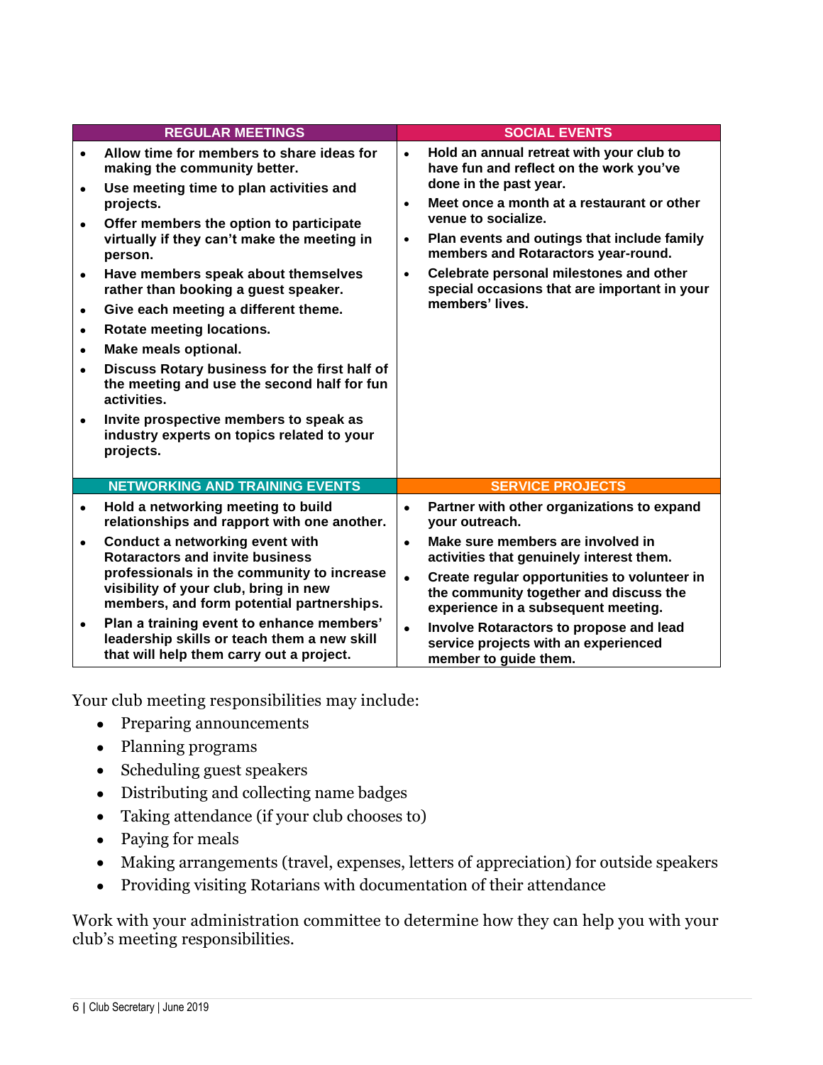| REGULAR MEETINGS | SOCIAL EVENTS |
|---|---|
| • Allow time for members to share ideas for making the community better.<br>• Use meeting time to plan activities and projects.<br>• Offer members the option to participate virtually if they can't make the meeting in person.<br>• Have members speak about themselves rather than booking a guest speaker.<br>• Give each meeting a different theme.<br>• Rotate meeting locations.<br>• Make meals optional.<br>• Discuss Rotary business for the first half of the meeting and use the second half for fun activities.<br>• Invite prospective members to speak as industry experts on topics related to your projects. | • Hold an annual retreat with your club to have fun and reflect on the work you've done in the past year.<br>• Meet once a month at a restaurant or other venue to socialize.<br>• Plan events and outings that include family members and Rotaractors year-round.<br>• Celebrate personal milestones and other special occasions that are important in your members' lives. |
| **NETWORKING AND TRAINING EVENTS** | **SERVICE PROJECTS** |
| • Hold a networking meeting to build relationships and rapport with one another.<br>• Conduct a networking event with Rotaractors and invite business professionals in the community to increase visibility of your club, bring in new members, and form potential partnerships.<br>• Plan a training event to enhance members' leadership skills or teach them a new skill that will help them carry out a project. | • Partner with other organizations to expand your outreach.<br>• Make sure members are involved in activities that genuinely interest them.<br>• Create regular opportunities to volunteer in the community together and discuss the experience in a subsequent meeting.<br>• Involve Rotaractors to propose and lead service projects with an experienced member to guide them. |

Your club meeting responsibilities may include:

- Preparing announcements
- Planning programs
- Scheduling guest speakers
- Distributing and collecting name badges
- Taking attendance (if your club chooses to)
- Paying for meals
- Making arrangements (travel, expenses, letters of appreciation) for outside speakers
- Providing visiting Rotarians with documentation of their attendance

Work with your administration committee to determine how they can help you with your club's meeting responsibilities.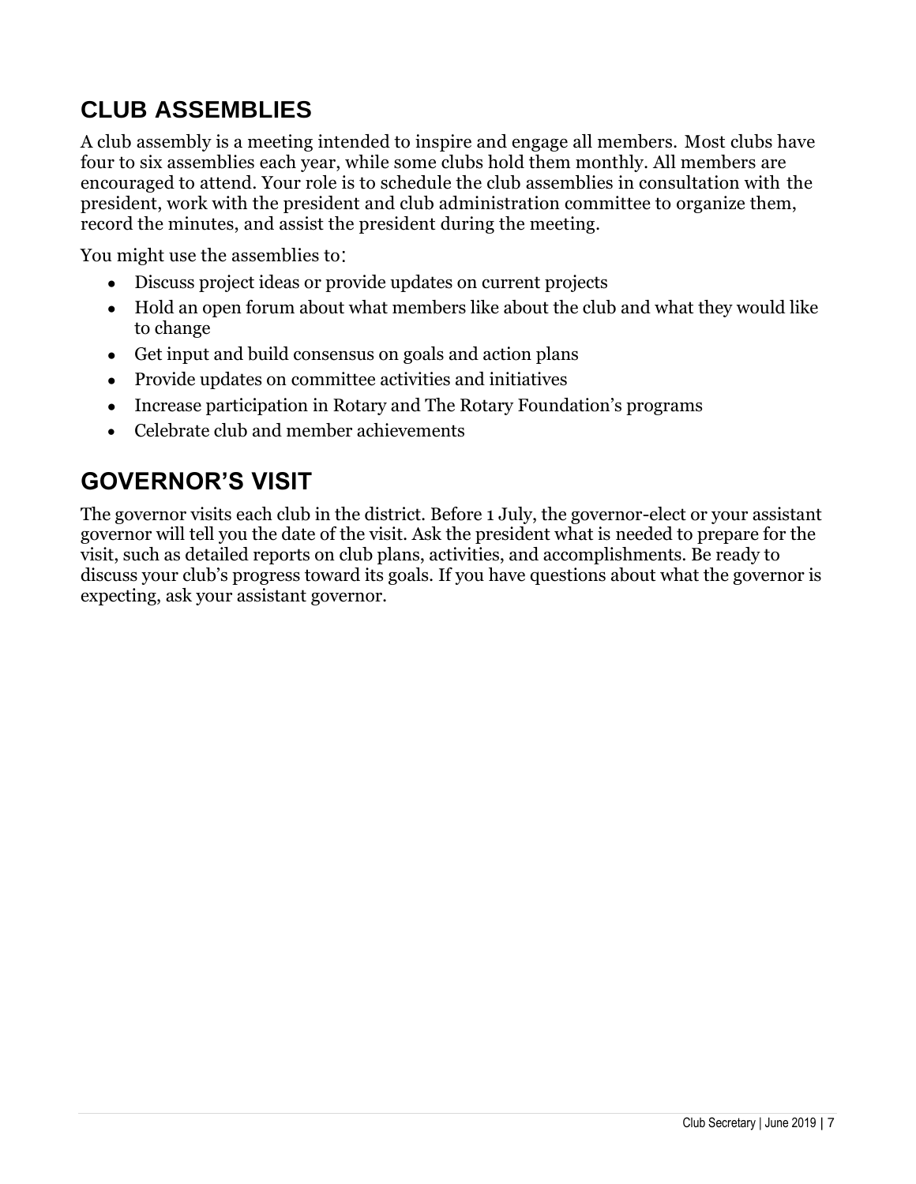## CLUB ASSEMBLIES

A club assembly is a meeting intended to inspire and engage all members. Most clubs have four to six assemblies each year, while some clubs hold them monthly. All members are encouraged to attend. Your role is to schedule the club assemblies in consultation with the president, work with the president and club administration committee to organize them, record the minutes, and assist the president during the meeting.

You might use the assemblies to:

- Discuss project ideas or provide updates on current projects
- Hold an open forum about what members like about the club and what they would like to change
- Get input and build consensus on goals and action plans
- Provide updates on committee activities and initiatives
- Increase participation in Rotary and The Rotary Foundation's programs
- Celebrate club and member achievements

## GOVERNOR'S VISIT

The governor visits each club in the district. Before 1 July, the governor-elect or your assistant governor will tell you the date of the visit. Ask the president what is needed to prepare for the visit, such as detailed reports on club plans, activities, and accomplishments. Be ready to discuss your club's progress toward its goals. If you have questions about what the governor is expecting, ask your assistant governor.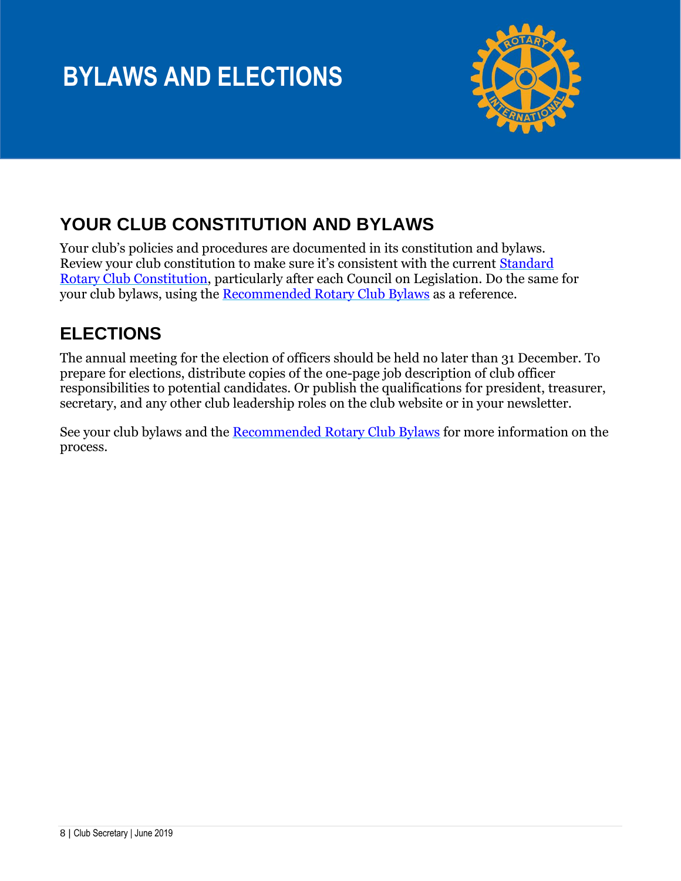# BYLAWS AND ELECTIONS

## YOUR CLUB CONSTITUTION AND BYLAWS

Your club's policies and procedures are documented in its constitution and bylaws. Review your club constitution to make sure it's consistent with the current Standard Rotary Club Constitution, particularly after each Council on Legislation. Do the same for your club bylaws, using the Recommended Rotary Club Bylaws as a reference.

## ELECTIONS

The annual meeting for the election of officers should be held no later than 31 December. To prepare for elections, distribute copies of the one-page job description of club officer responsibilities to potential candidates. Or publish the qualifications for president, treasurer, secretary, and any other club leadership roles on the club website or in your newsletter.

See your club bylaws and the Recommended Rotary Club Bylaws for more information on the process.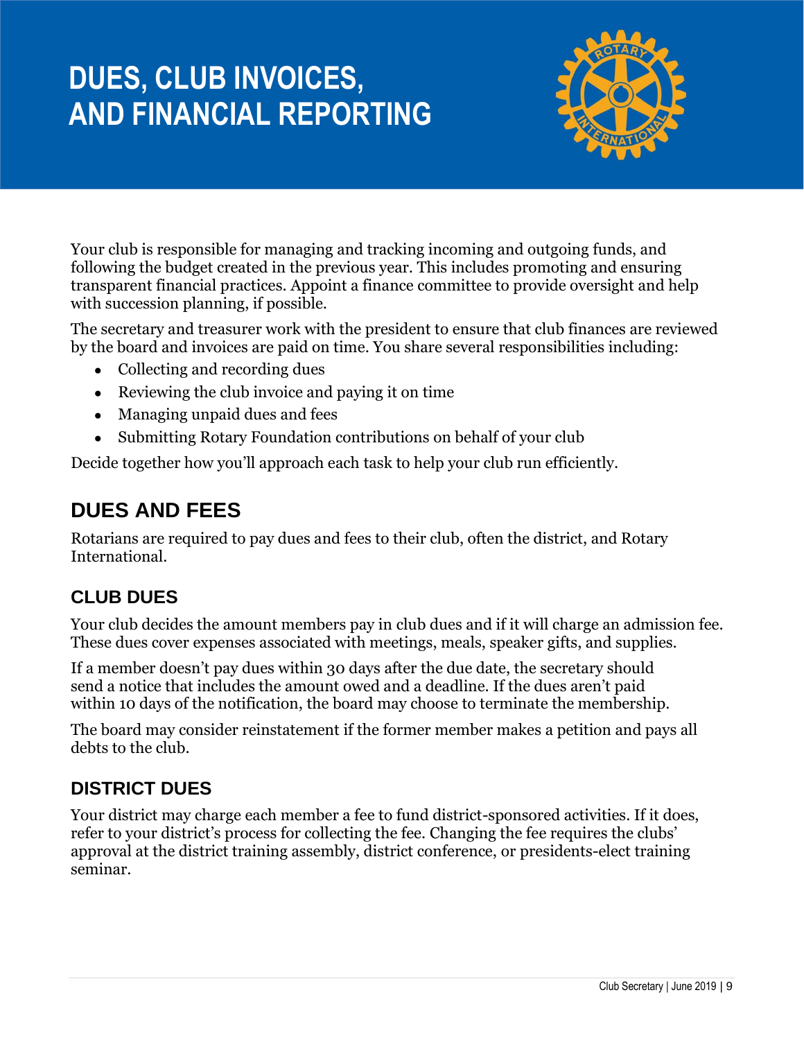# DUES, CLUB INVOICES, AND FINANCIAL REPORTING

Your club is responsible for managing and tracking incoming and outgoing funds, and following the budget created in the previous year. This includes promoting and ensuring transparent financial practices. Appoint a finance committee to provide oversight and help with succession planning, if possible.

The secretary and treasurer work with the president to ensure that club finances are reviewed by the board and invoices are paid on time. You share several responsibilities including:

- Collecting and recording dues
- Reviewing the club invoice and paying it on time
- Managing unpaid dues and fees
- Submitting Rotary Foundation contributions on behalf of your club

Decide together how you'll approach each task to help your club run efficiently.

## DUES AND FEES

Rotarians are required to pay dues and fees to their club, often the district, and Rotary International.

### CLUB DUES

Your club decides the amount members pay in club dues and if it will charge an admission fee. These dues cover expenses associated with meetings, meals, speaker gifts, and supplies.

If a member doesn't pay dues within 30 days after the due date, the secretary should send a notice that includes the amount owed and a deadline. If the dues aren't paid within 10 days of the notification, the board may choose to terminate the membership.

The board may consider reinstatement if the former member makes a petition and pays all debts to the club.

### DISTRICT DUES

Your district may charge each member a fee to fund district-sponsored activities. If it does, refer to your district's process for collecting the fee. Changing the fee requires the clubs' approval at the district training assembly, district conference, or presidents-elect training seminar.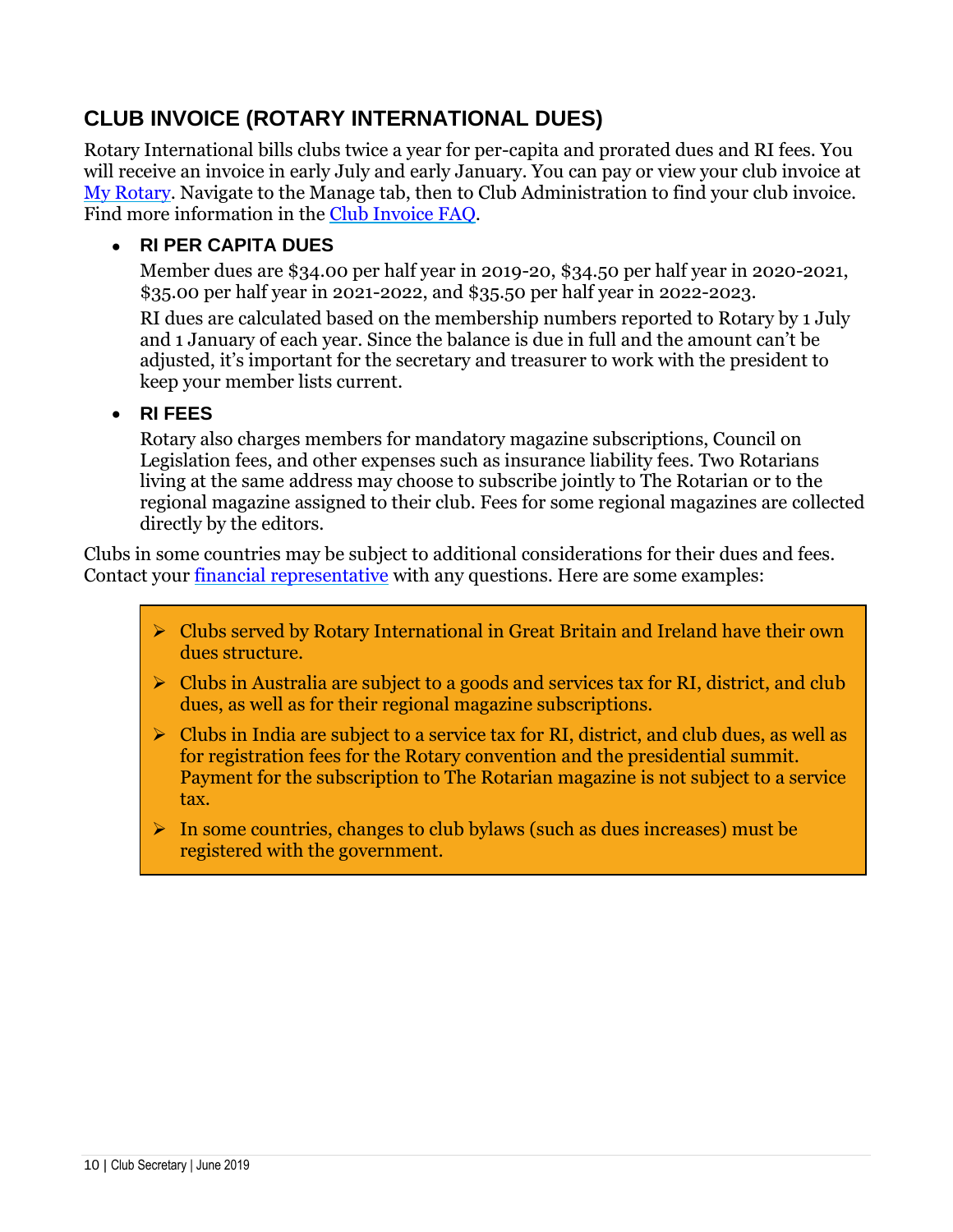## CLUB INVOICE (ROTARY INTERNATIONAL DUES)

Rotary International bills clubs twice a year for per-capita and prorated dues and RI fees. You will receive an invoice in early July and early January. You can pay or view your club invoice at [My Rotary](). Navigate to the Manage tab, then to Club Administration to find your club invoice. Find more information in the [Club Invoice FAQ]().

- **RI PER CAPITA DUES**

  Member dues are $34.00 per half year in 2019-20, $34.50 per half year in 2020-2021, $35.00 per half year in 2021-2022, and $35.50 per half year in 2022-2023.

  RI dues are calculated based on the membership numbers reported to Rotary by 1 July and 1 January of each year. Since the balance is due in full and the amount can't be adjusted, it's important for the secretary and treasurer to work with the president to keep your member lists current.

- **RI FEES**

  Rotary also charges members for mandatory magazine subscriptions, Council on Legislation fees, and other expenses such as insurance liability fees. Two Rotarians living at the same address may choose to subscribe jointly to The Rotarian or to the regional magazine assigned to their club. Fees for some regional magazines are collected directly by the editors.

Clubs in some countries may be subject to additional considerations for their dues and fees. Contact your [financial representative]() with any questions. Here are some examples:

- Clubs served by Rotary International in Great Britain and Ireland have their own dues structure.
- Clubs in Australia are subject to a goods and services tax for RI, district, and club dues, as well as for their regional magazine subscriptions.
- Clubs in India are subject to a service tax for RI, district, and club dues, as well as for registration fees for the Rotary convention and the presidential summit. Payment for the subscription to The Rotarian magazine is not subject to a service tax.
- In some countries, changes to club bylaws (such as dues increases) must be registered with the government.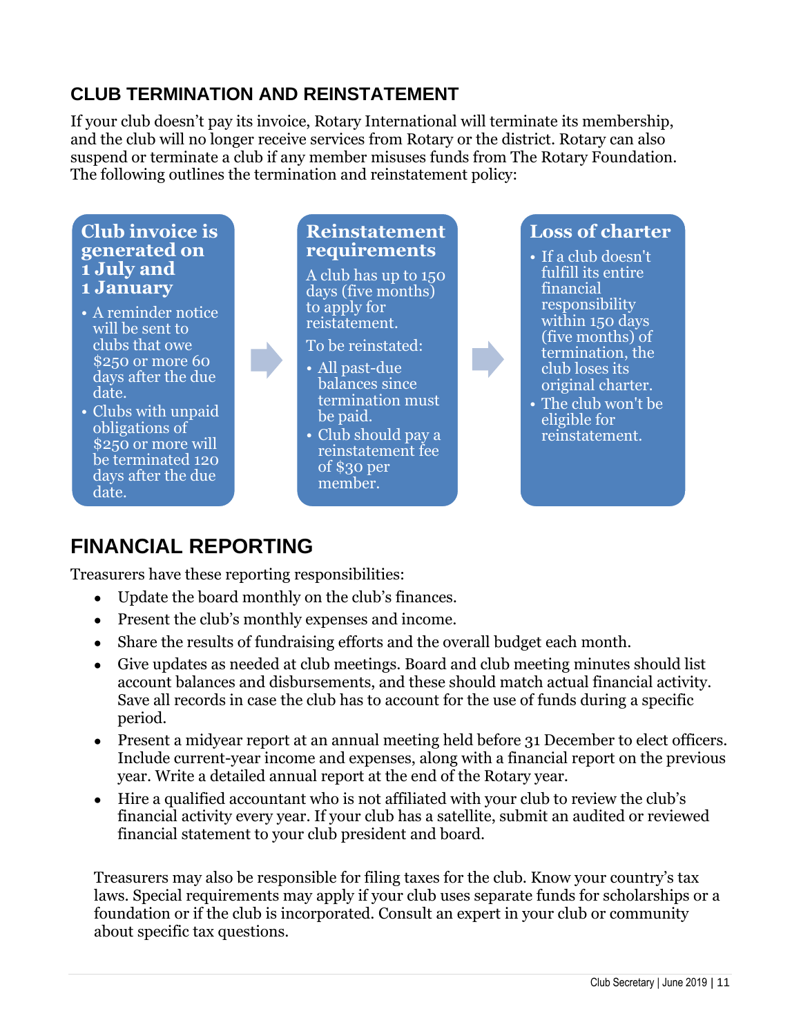## CLUB TERMINATION AND REINSTATEMENT

If your club doesn't pay its invoice, Rotary International will terminate its membership, and the club will no longer receive services from Rotary or the district. Rotary can also suspend or terminate a club if any member misuses funds from The Rotary Foundation. The following outlines the termination and reinstatement policy:

### Club invoice is generated on 1 July and 1 January

- A reminder notice will be sent to clubs that owe $250 or more 60 days after the due date.
- Clubs with unpaid obligations of $250 or more will be terminated 120 days after the due date.

### Reinstatement requirements

A club has up to 150 days (five months) to apply for reinstatement.

To be reinstated:

- All past-due balances since termination must be paid.
- Club should pay a reinstatement fee of $30 per member.

### Loss of charter

- If a club doesn't fulfill its entire financial responsibility within 150 days (five months) of termination, the club loses its original charter.
- The club won't be eligible for reinstatement.

## FINANCIAL REPORTING

Treasurers have these reporting responsibilities:

- Update the board monthly on the club's finances.
- Present the club's monthly expenses and income.
- Share the results of fundraising efforts and the overall budget each month.
- Give updates as needed at club meetings. Board and club meeting minutes should list account balances and disbursements, and these should match actual financial activity. Save all records in case the club has to account for the use of funds during a specific period.
- Present a midyear report at an annual meeting held before 31 December to elect officers. Include current-year income and expenses, along with a financial report on the previous year. Write a detailed annual report at the end of the Rotary year.
- Hire a qualified accountant who is not affiliated with your club to review the club's financial activity every year. If your club has a satellite, submit an audited or reviewed financial statement to your club president and board.

Treasurers may also be responsible for filing taxes for the club. Know your country's tax laws. Special requirements may apply if your club uses separate funds for scholarships or a foundation or if the club is incorporated. Consult an expert in your club or community about specific tax questions.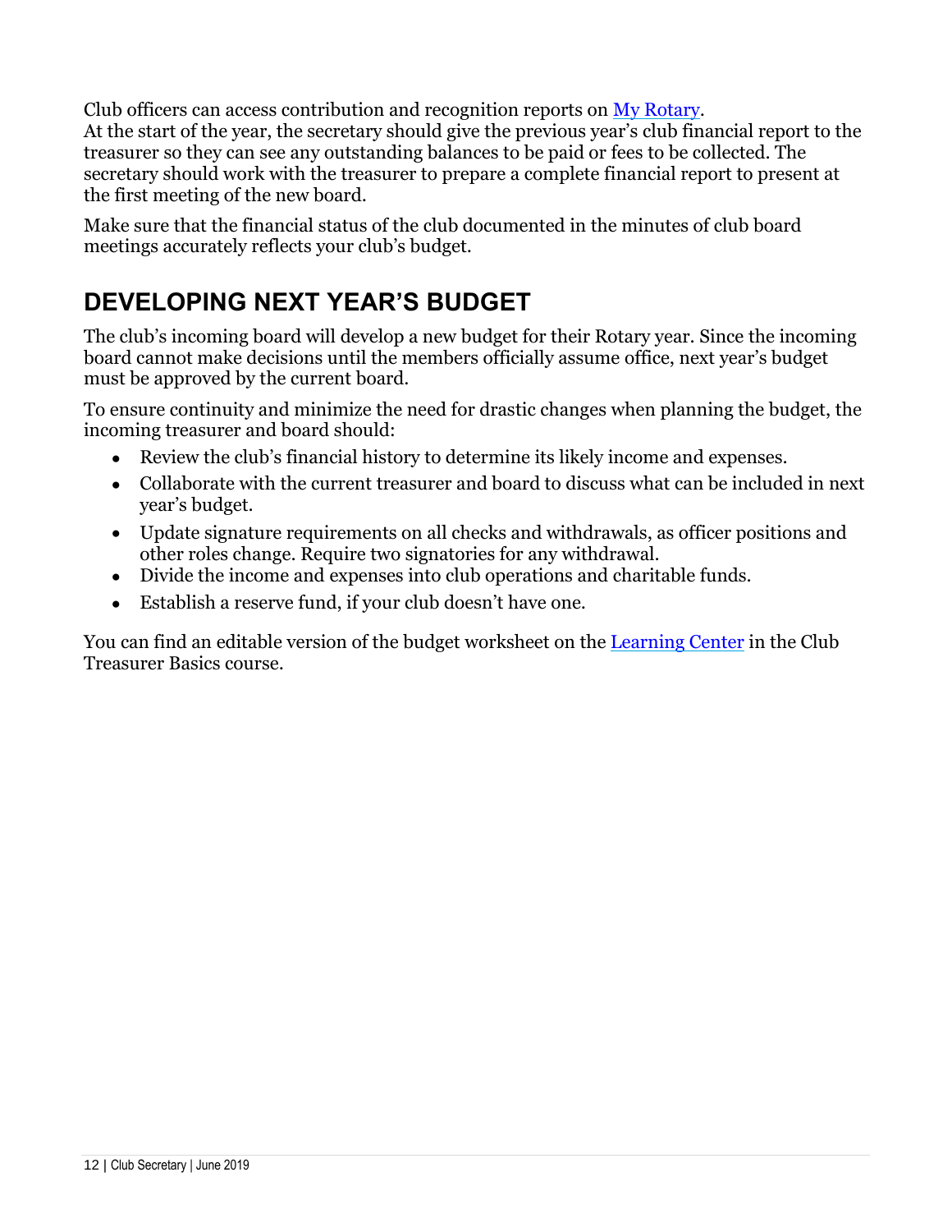Club officers can access contribution and recognition reports on My Rotary.
At the start of the year, the secretary should give the previous year's club financial report to the treasurer so they can see any outstanding balances to be paid or fees to be collected. The secretary should work with the treasurer to prepare a complete financial report to present at the first meeting of the new board.

Make sure that the financial status of the club documented in the minutes of club board meetings accurately reflects your club's budget.

## DEVELOPING NEXT YEAR'S BUDGET

The club's incoming board will develop a new budget for their Rotary year. Since the incoming board cannot make decisions until the members officially assume office, next year's budget must be approved by the current board.

To ensure continuity and minimize the need for drastic changes when planning the budget, the incoming treasurer and board should:

- Review the club's financial history to determine its likely income and expenses.
- Collaborate with the current treasurer and board to discuss what can be included in next year's budget.
- Update signature requirements on all checks and withdrawals, as officer positions and other roles change. Require two signatories for any withdrawal.
- Divide the income and expenses into club operations and charitable funds.
- Establish a reserve fund, if your club doesn't have one.

You can find an editable version of the budget worksheet on the Learning Center in the Club Treasurer Basics course.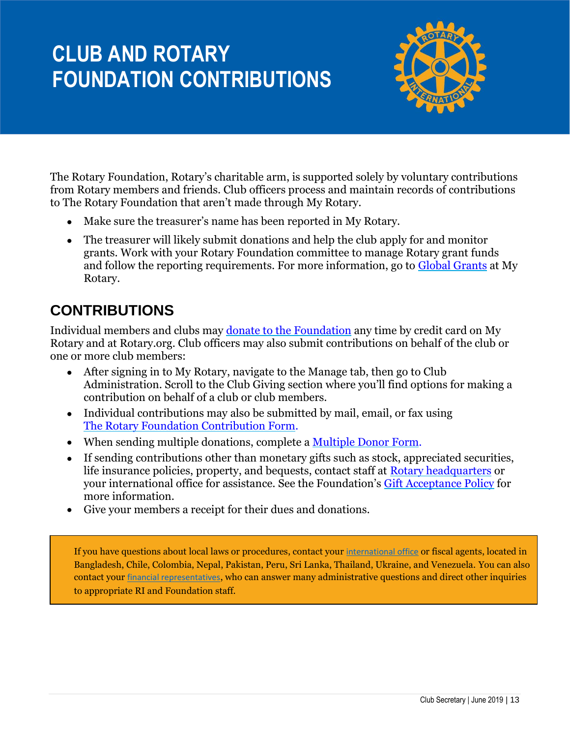# CLUB AND ROTARY FOUNDATION CONTRIBUTIONS

The Rotary Foundation, Rotary's charitable arm, is supported solely by voluntary contributions from Rotary members and friends. Club officers process and maintain records of contributions to The Rotary Foundation that aren't made through My Rotary.

- Make sure the treasurer's name has been reported in My Rotary.
- The treasurer will likely submit donations and help the club apply for and monitor grants. Work with your Rotary Foundation committee to manage Rotary grant funds and follow the reporting requirements. For more information, go to Global Grants at My Rotary.

## CONTRIBUTIONS

Individual members and clubs may donate to the Foundation any time by credit card on My Rotary and at Rotary.org. Club officers may also submit contributions on behalf of the club or one or more club members:

- After signing in to My Rotary, navigate to the Manage tab, then go to Club Administration. Scroll to the Club Giving section where you'll find options for making a contribution on behalf of a club or club members.
- Individual contributions may also be submitted by mail, email, or fax using The Rotary Foundation Contribution Form.
- When sending multiple donations, complete a Multiple Donor Form.
- If sending contributions other than monetary gifts such as stock, appreciated securities, life insurance policies, property, and bequests, contact staff at Rotary headquarters or your international office for assistance. See the Foundation's Gift Acceptance Policy for more information.
- Give your members a receipt for their dues and donations.

If you have questions about local laws or procedures, contact your international office or fiscal agents, located in Bangladesh, Chile, Colombia, Nepal, Pakistan, Peru, Sri Lanka, Thailand, Ukraine, and Venezuela. You can also contact your financial representatives, who can answer many administrative questions and direct other inquiries to appropriate RI and Foundation staff.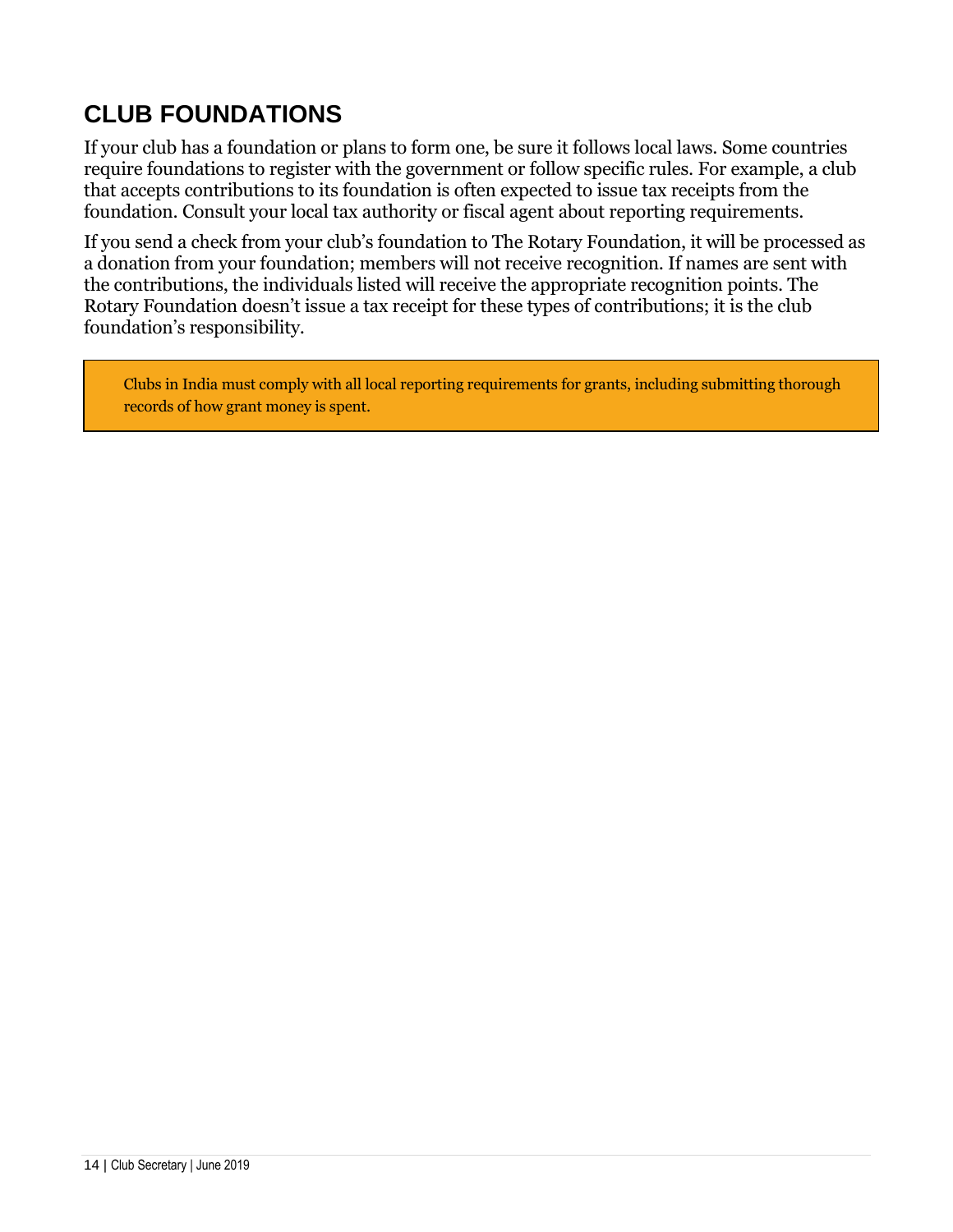## CLUB FOUNDATIONS

If your club has a foundation or plans to form one, be sure it follows local laws. Some countries require foundations to register with the government or follow specific rules. For example, a club that accepts contributions to its foundation is often expected to issue tax receipts from the foundation. Consult your local tax authority or fiscal agent about reporting requirements.

If you send a check from your club's foundation to The Rotary Foundation, it will be processed as a donation from your foundation; members will not receive recognition. If names are sent with the contributions, the individuals listed will receive the appropriate recognition points. The Rotary Foundation doesn't issue a tax receipt for these types of contributions; it is the club foundation's responsibility.

> Clubs in India must comply with all local reporting requirements for grants, including submitting thorough records of how grant money is spent.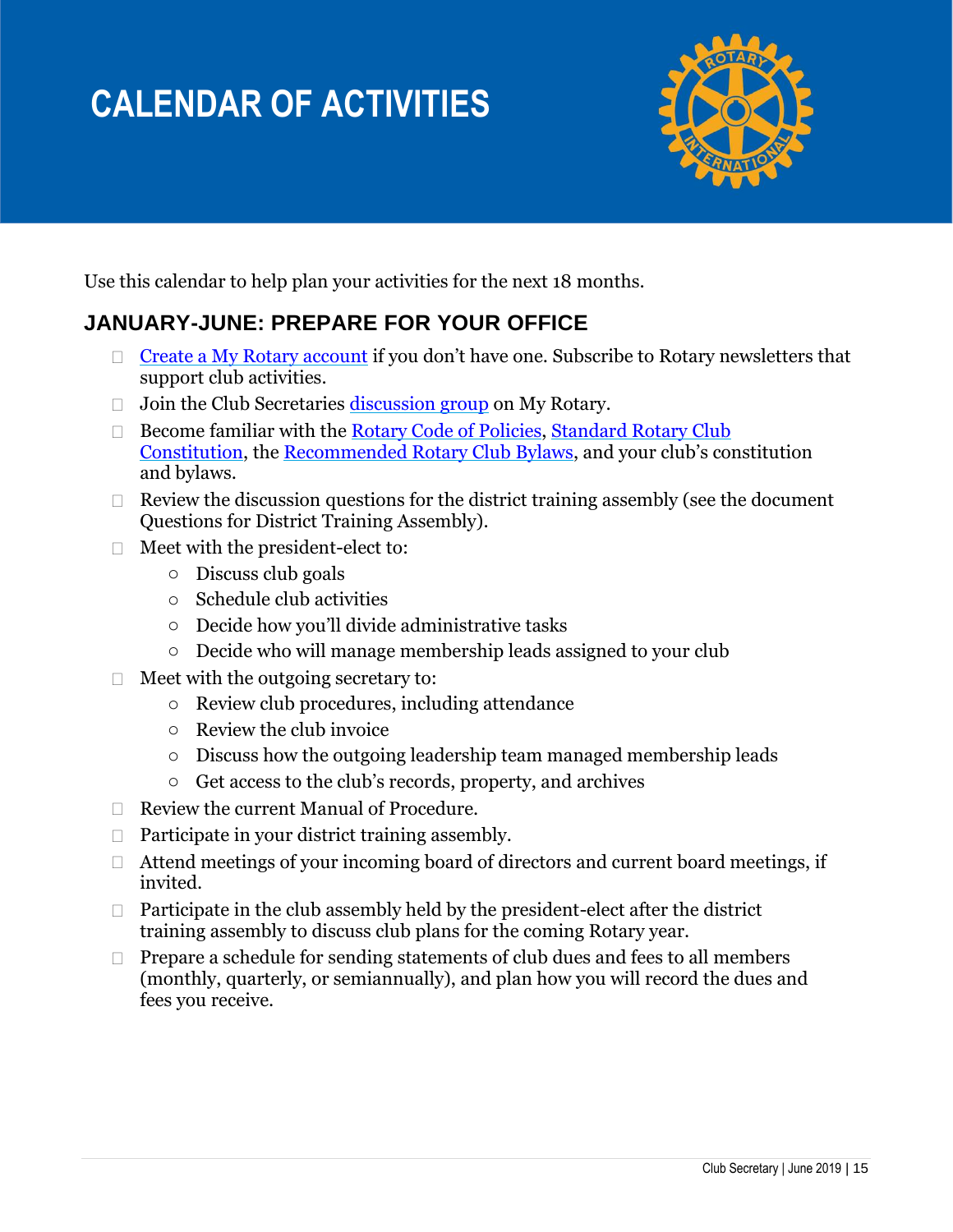# CALENDAR OF ACTIVITIES

Use this calendar to help plan your activities for the next 18 months.

## JANUARY-JUNE: PREPARE FOR YOUR OFFICE

- Create a My Rotary account if you don't have one. Subscribe to Rotary newsletters that support club activities.
- Join the Club Secretaries discussion group on My Rotary.
- Become familiar with the Rotary Code of Policies, Standard Rotary Club Constitution, the Recommended Rotary Club Bylaws, and your club's constitution and bylaws.
- Review the discussion questions for the district training assembly (see the document Questions for District Training Assembly).
- Meet with the president-elect to:
  - Discuss club goals
  - Schedule club activities
  - Decide how you'll divide administrative tasks
  - Decide who will manage membership leads assigned to your club
- Meet with the outgoing secretary to:
  - Review club procedures, including attendance
  - Review the club invoice
  - Discuss how the outgoing leadership team managed membership leads
  - Get access to the club's records, property, and archives
- Review the current Manual of Procedure.
- Participate in your district training assembly.
- Attend meetings of your incoming board of directors and current board meetings, if invited.
- Participate in the club assembly held by the president-elect after the district training assembly to discuss club plans for the coming Rotary year.
- Prepare a schedule for sending statements of club dues and fees to all members (monthly, quarterly, or semiannually), and plan how you will record the dues and fees you receive.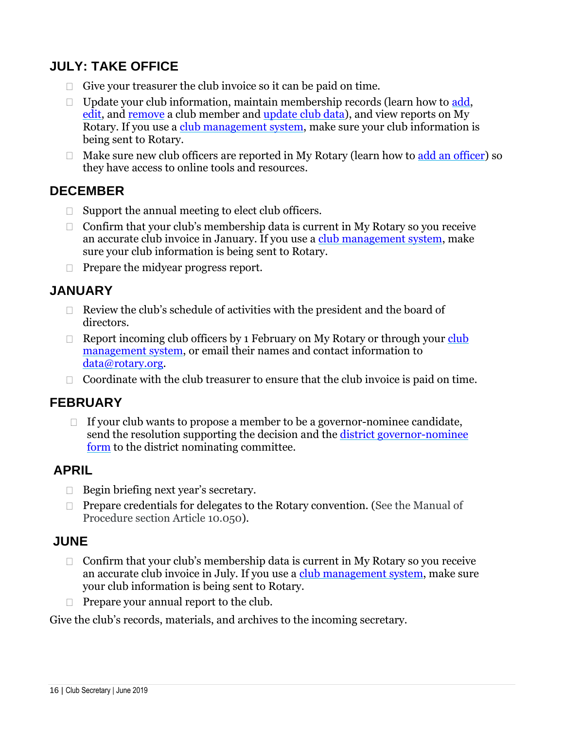## JULY: TAKE OFFICE

- Give your treasurer the club invoice so it can be paid on time.
- Update your club information, maintain membership records (learn how to add, edit, and remove a club member and update club data), and view reports on My Rotary. If you use a club management system, make sure your club information is being sent to Rotary.
- Make sure new club officers are reported in My Rotary (learn how to add an officer) so they have access to online tools and resources.

## DECEMBER

- Support the annual meeting to elect club officers.
- Confirm that your club's membership data is current in My Rotary so you receive an accurate club invoice in January. If you use a club management system, make sure your club information is being sent to Rotary.
- Prepare the midyear progress report.

## JANUARY

- Review the club's schedule of activities with the president and the board of directors.
- Report incoming club officers by 1 February on My Rotary or through your club management system, or email their names and contact information to data@rotary.org.
- Coordinate with the club treasurer to ensure that the club invoice is paid on time.

## FEBRUARY

- If your club wants to propose a member to be a governor-nominee candidate, send the resolution supporting the decision and the district governor-nominee form to the district nominating committee.

## APRIL

- Begin briefing next year's secretary.
- Prepare credentials for delegates to the Rotary convention. (See the Manual of Procedure section Article 10.050).

## JUNE

- Confirm that your club's membership data is current in My Rotary so you receive an accurate club invoice in July. If you use a club management system, make sure your club information is being sent to Rotary.
- Prepare your annual report to the club.

Give the club's records, materials, and archives to the incoming secretary.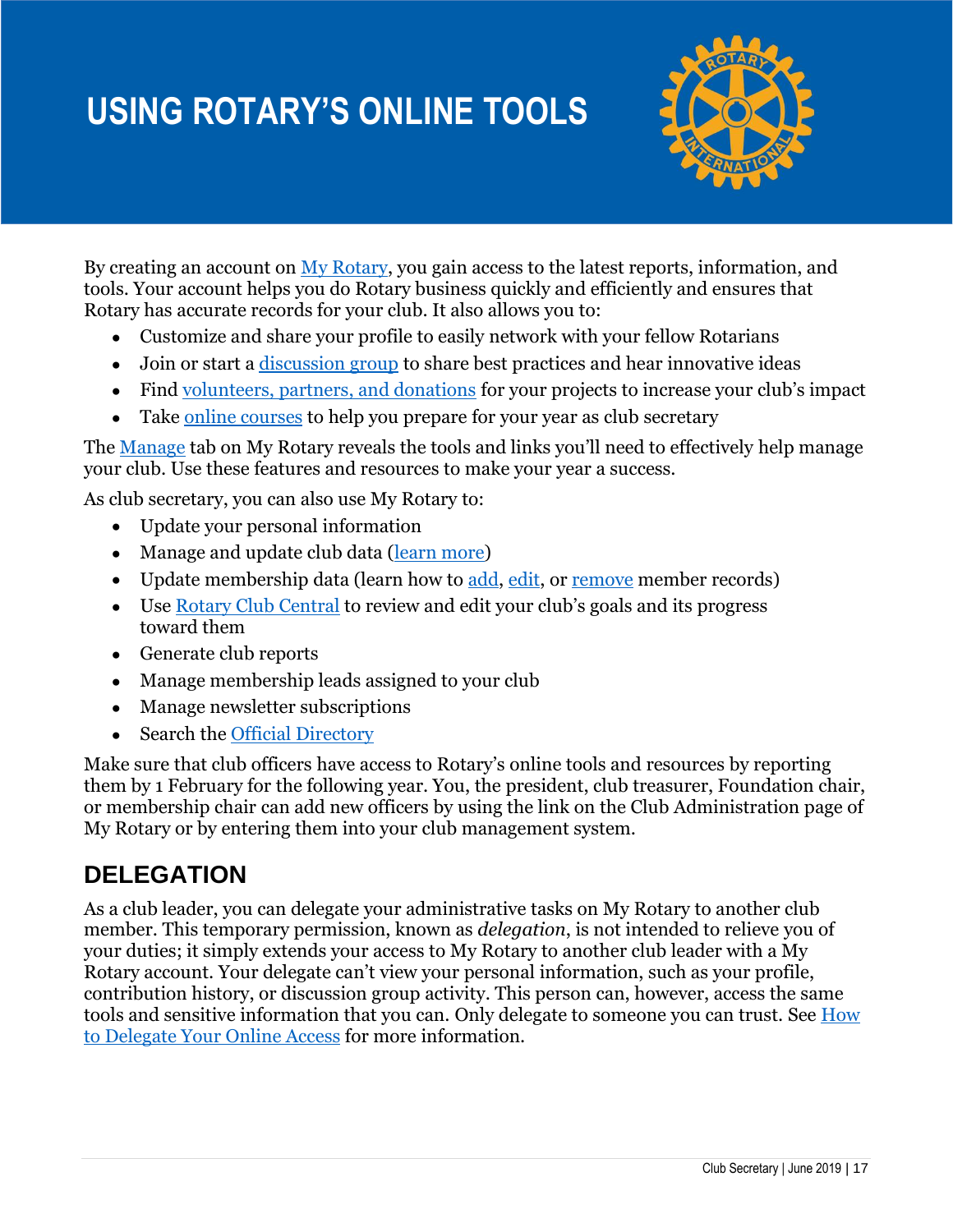# USING ROTARY'S ONLINE TOOLS

By creating an account on My Rotary, you gain access to the latest reports, information, and tools. Your account helps you do Rotary business quickly and efficiently and ensures that Rotary has accurate records for your club. It also allows you to:

- Customize and share your profile to easily network with your fellow Rotarians
- Join or start a discussion group to share best practices and hear innovative ideas
- Find volunteers, partners, and donations for your projects to increase your club's impact
- Take online courses to help you prepare for your year as club secretary

The Manage tab on My Rotary reveals the tools and links you'll need to effectively help manage your club. Use these features and resources to make your year a success.

As club secretary, you can also use My Rotary to:

- Update your personal information
- Manage and update club data (learn more)
- Update membership data (learn how to add, edit, or remove member records)
- Use Rotary Club Central to review and edit your club's goals and its progress toward them
- Generate club reports
- Manage membership leads assigned to your club
- Manage newsletter subscriptions
- Search the Official Directory

Make sure that club officers have access to Rotary's online tools and resources by reporting them by 1 February for the following year. You, the president, club treasurer, Foundation chair, or membership chair can add new officers by using the link on the Club Administration page of My Rotary or by entering them into your club management system.

## DELEGATION

As a club leader, you can delegate your administrative tasks on My Rotary to another club member. This temporary permission, known as *delegation*, is not intended to relieve you of your duties; it simply extends your access to My Rotary to another club leader with a My Rotary account. Your delegate can't view your personal information, such as your profile, contribution history, or discussion group activity. This person can, however, access the same tools and sensitive information that you can. Only delegate to someone you can trust. See How to Delegate Your Online Access for more information.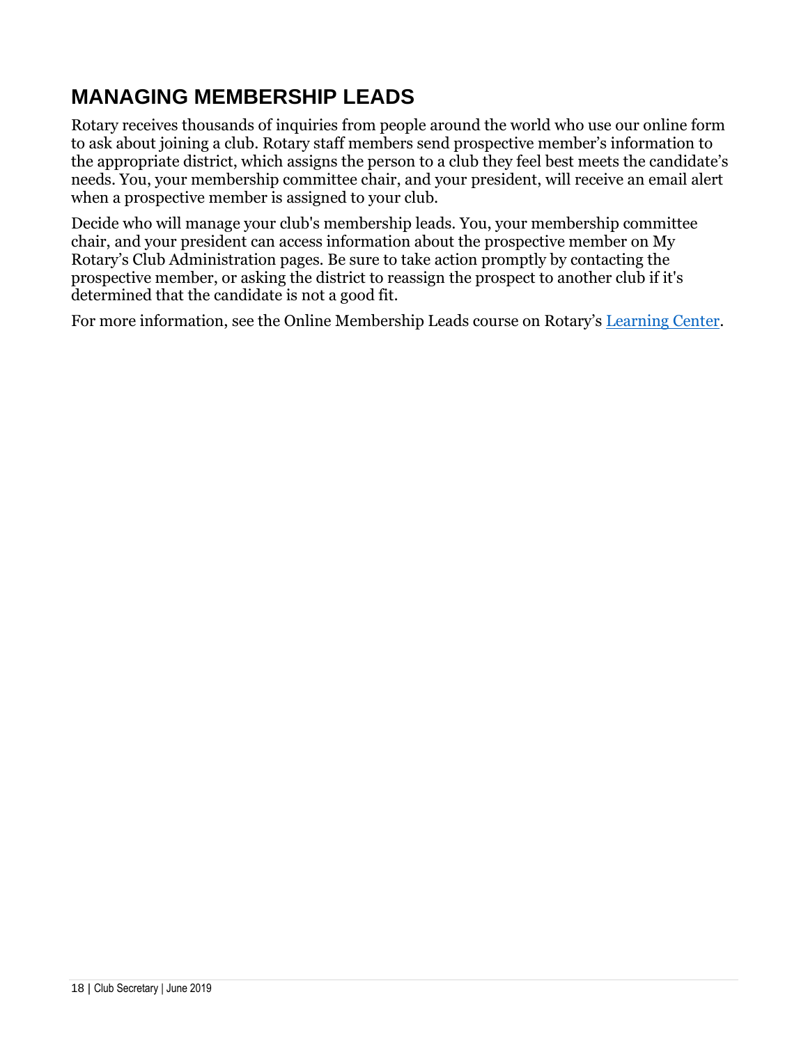# MANAGING MEMBERSHIP LEADS

Rotary receives thousands of inquiries from people around the world who use our online form to ask about joining a club. Rotary staff members send prospective member's information to the appropriate district, which assigns the person to a club they feel best meets the candidate's needs. You, your membership committee chair, and your president, will receive an email alert when a prospective member is assigned to your club.

Decide who will manage your club's membership leads. You, your membership committee chair, and your president can access information about the prospective member on My Rotary's Club Administration pages. Be sure to take action promptly by contacting the prospective member, or asking the district to reassign the prospect to another club if it's determined that the candidate is not a good fit.

For more information, see the Online Membership Leads course on Rotary's Learning Center.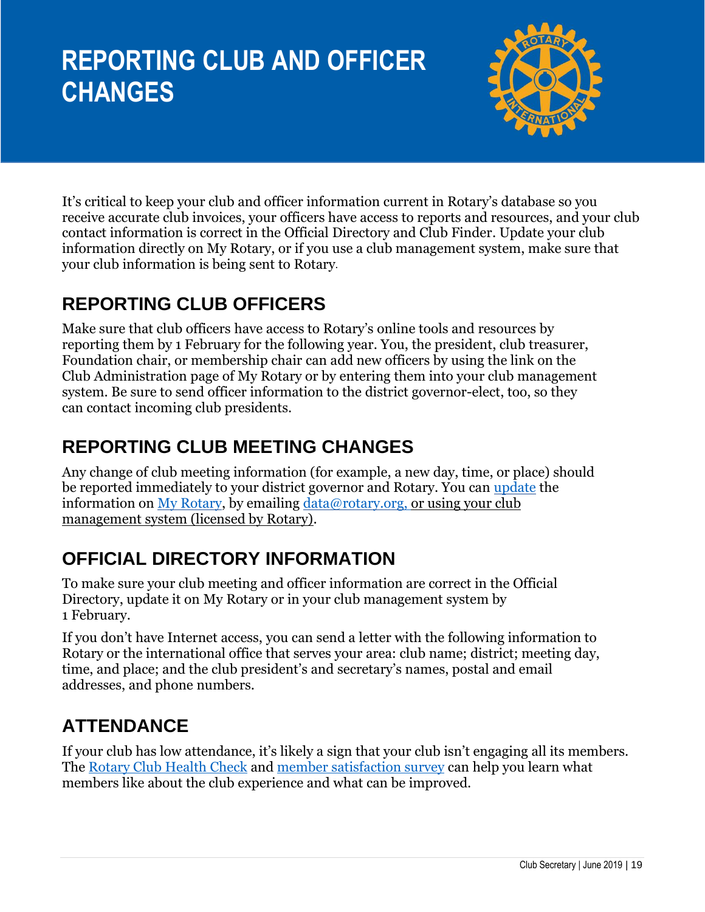# REPORTING CLUB AND OFFICER CHANGES

It's critical to keep your club and officer information current in Rotary's database so you receive accurate club invoices, your officers have access to reports and resources, and your club contact information is correct in the Official Directory and Club Finder. Update your club information directly on My Rotary, or if you use a club management system, make sure that your club information is being sent to Rotary.

## REPORTING CLUB OFFICERS

Make sure that club officers have access to Rotary's online tools and resources by reporting them by 1 February for the following year. You, the president, club treasurer, Foundation chair, or membership chair can add new officers by using the link on the Club Administration page of My Rotary or by entering them into your club management system. Be sure to send officer information to the district governor-elect, too, so they can contact incoming club presidents.

## REPORTING CLUB MEETING CHANGES

Any change of club meeting information (for example, a new day, time, or place) should be reported immediately to your district governor and Rotary. You can update the information on My Rotary, by emailing data@rotary.org, or using your club management system (licensed by Rotary).

## OFFICIAL DIRECTORY INFORMATION

To make sure your club meeting and officer information are correct in the Official Directory, update it on My Rotary or in your club management system by 1 February.

If you don't have Internet access, you can send a letter with the following information to Rotary or the international office that serves your area: club name; district; meeting day, time, and place; and the club president's and secretary's names, postal and email addresses, and phone numbers.

## ATTENDANCE

If your club has low attendance, it's likely a sign that your club isn't engaging all its members. The Rotary Club Health Check and member satisfaction survey can help you learn what members like about the club experience and what can be improved.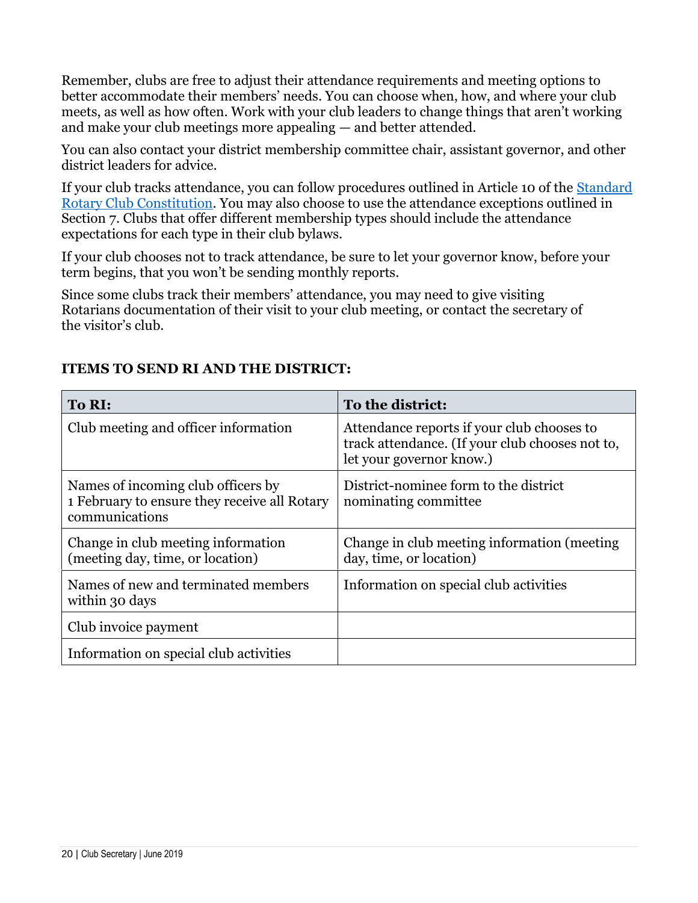Remember, clubs are free to adjust their attendance requirements and meeting options to better accommodate their members' needs. You can choose when, how, and where your club meets, as well as how often. Work with your club leaders to change things that aren't working and make your club meetings more appealing — and better attended.

You can also contact your district membership committee chair, assistant governor, and other district leaders for advice.

If your club tracks attendance, you can follow procedures outlined in Article 10 of the [Standard Rotary Club Constitution](). You may also choose to use the attendance exceptions outlined in Section 7. Clubs that offer different membership types should include the attendance expectations for each type in their club bylaws.

If your club chooses not to track attendance, be sure to let your governor know, before your term begins, that you won't be sending monthly reports.

Since some clubs track their members' attendance, you may need to give visiting Rotarians documentation of their visit to your club meeting, or contact the secretary of the visitor's club.

**ITEMS TO SEND RI AND THE DISTRICT:**

| To RI: | To the district: |
|---|---|
| Club meeting and officer information | Attendance reports if your club chooses to track attendance. (If your club chooses not to, let your governor know.) |
| Names of incoming club officers by 1 February to ensure they receive all Rotary communications | District-nominee form to the district nominating committee |
| Change in club meeting information (meeting day, time, or location) | Change in club meeting information (meeting day, time, or location) |
| Names of new and terminated members within 30 days | Information on special club activities |
| Club invoice payment | |
| Information on special club activities | |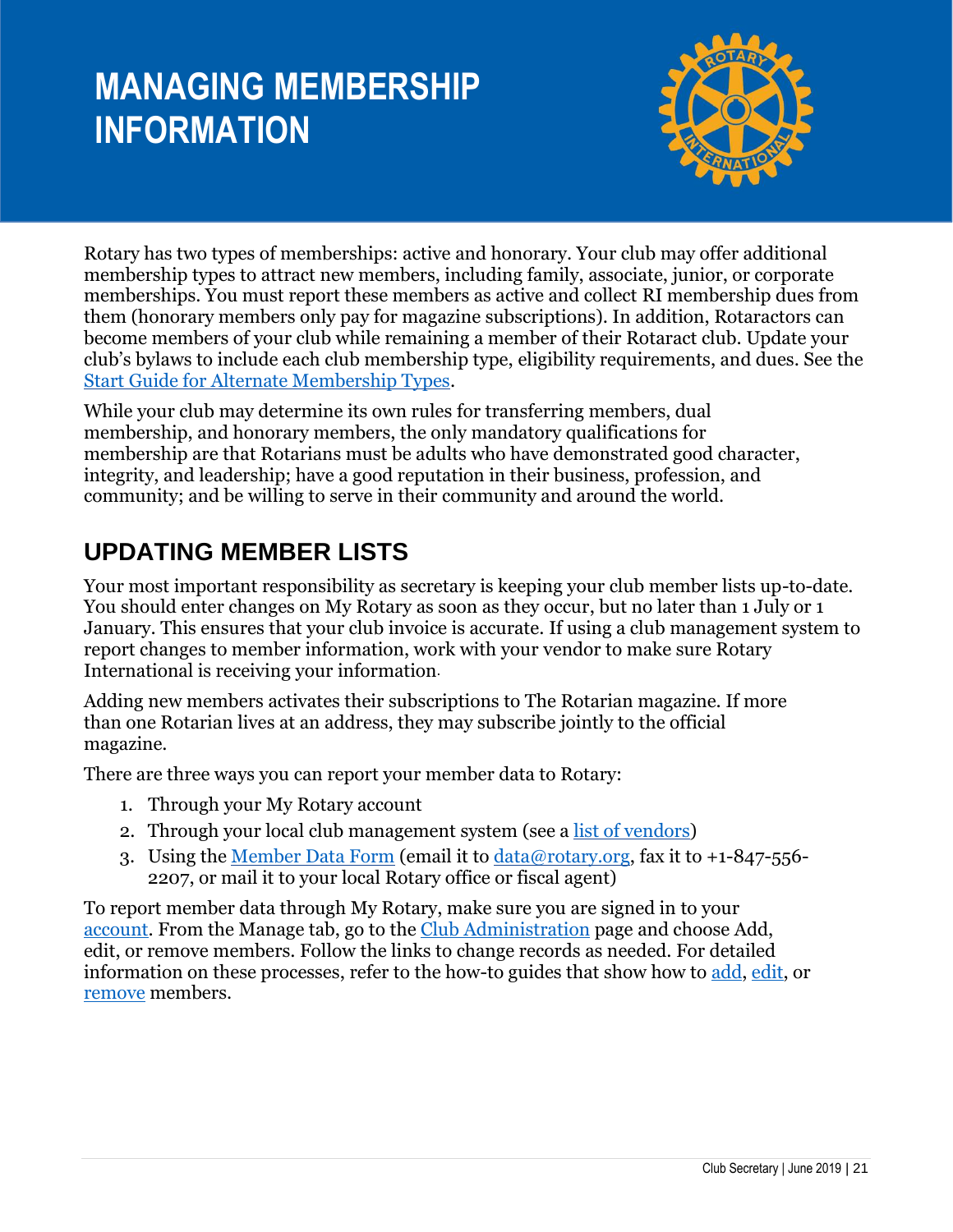# MANAGING MEMBERSHIP INFORMATION

Rotary has two types of memberships: active and honorary. Your club may offer additional membership types to attract new members, including family, associate, junior, or corporate memberships. You must report these members as active and collect RI membership dues from them (honorary members only pay for magazine subscriptions). In addition, Rotaractors can become members of your club while remaining a member of their Rotaract club. Update your club's bylaws to include each club membership type, eligibility requirements, and dues. See the Start Guide for Alternate Membership Types.

While your club may determine its own rules for transferring members, dual membership, and honorary members, the only mandatory qualifications for membership are that Rotarians must be adults who have demonstrated good character, integrity, and leadership; have a good reputation in their business, profession, and community; and be willing to serve in their community and around the world.

## UPDATING MEMBER LISTS

Your most important responsibility as secretary is keeping your club member lists up-to-date. You should enter changes on My Rotary as soon as they occur, but no later than 1 July or 1 January. This ensures that your club invoice is accurate. If using a club management system to report changes to member information, work with your vendor to make sure Rotary International is receiving your information.

Adding new members activates their subscriptions to The Rotarian magazine. If more than one Rotarian lives at an address, they may subscribe jointly to the official magazine.

There are three ways you can report your member data to Rotary:

1. Through your My Rotary account
2. Through your local club management system (see a list of vendors)
3. Using the Member Data Form (email it to data@rotary.org, fax it to +1-847-556-2207, or mail it to your local Rotary office or fiscal agent)

To report member data through My Rotary, make sure you are signed in to your account. From the Manage tab, go to the Club Administration page and choose Add, edit, or remove members. Follow the links to change records as needed. For detailed information on these processes, refer to the how-to guides that show how to add, edit, or remove members.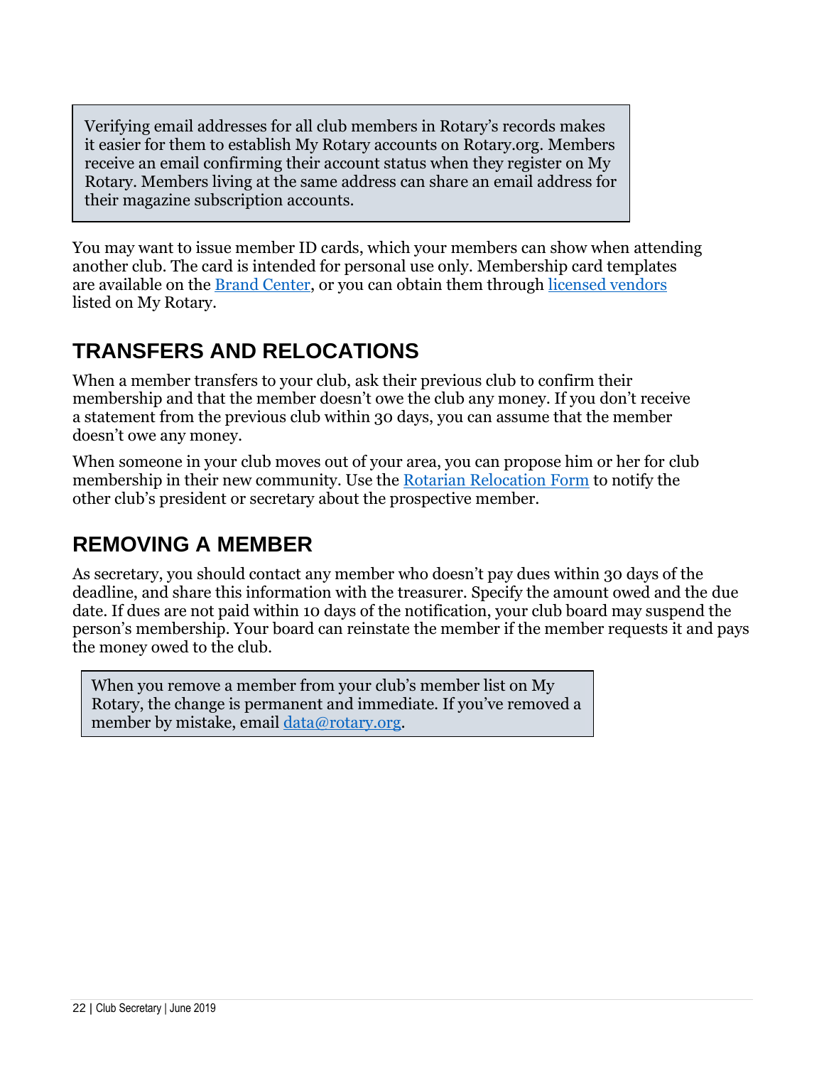> Verifying email addresses for all club members in Rotary's records makes it easier for them to establish My Rotary accounts on Rotary.org. Members receive an email confirming their account status when they register on My Rotary. Members living at the same address can share an email address for their magazine subscription accounts.

You may want to issue member ID cards, which your members can show when attending another club. The card is intended for personal use only. Membership card templates are available on the Brand Center, or you can obtain them through licensed vendors listed on My Rotary.

## TRANSFERS AND RELOCATIONS

When a member transfers to your club, ask their previous club to confirm their membership and that the member doesn't owe the club any money. If you don't receive a statement from the previous club within 30 days, you can assume that the member doesn't owe any money.

When someone in your club moves out of your area, you can propose him or her for club membership in their new community. Use the Rotarian Relocation Form to notify the other club's president or secretary about the prospective member.

## REMOVING A MEMBER

As secretary, you should contact any member who doesn't pay dues within 30 days of the deadline, and share this information with the treasurer. Specify the amount owed and the due date. If dues are not paid within 10 days of the notification, your club board may suspend the person's membership. Your board can reinstate the member if the member requests it and pays the money owed to the club.

> When you remove a member from your club's member list on My Rotary, the change is permanent and immediate. If you've removed a member by mistake, email data@rotary.org.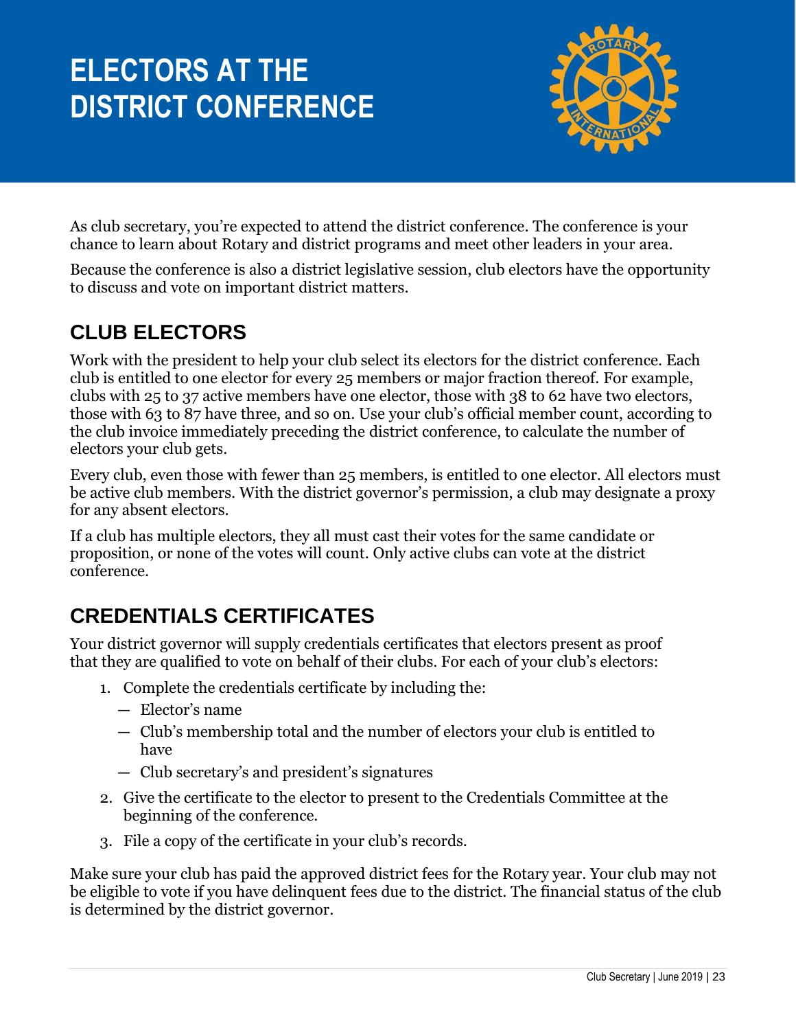# ELECTORS AT THE DISTRICT CONFERENCE

As club secretary, you're expected to attend the district conference. The conference is your chance to learn about Rotary and district programs and meet other leaders in your area.

Because the conference is also a district legislative session, club electors have the opportunity to discuss and vote on important district matters.

## CLUB ELECTORS

Work with the president to help your club select its electors for the district conference. Each club is entitled to one elector for every 25 members or major fraction thereof. For example, clubs with 25 to 37 active members have one elector, those with 38 to 62 have two electors, those with 63 to 87 have three, and so on. Use your club's official member count, according to the club invoice immediately preceding the district conference, to calculate the number of electors your club gets.

Every club, even those with fewer than 25 members, is entitled to one elector. All electors must be active club members. With the district governor's permission, a club may designate a proxy for any absent electors.

If a club has multiple electors, they all must cast their votes for the same candidate or proposition, or none of the votes will count. Only active clubs can vote at the district conference.

## CREDENTIALS CERTIFICATES

Your district governor will supply credentials certificates that electors present as proof that they are qualified to vote on behalf of their clubs. For each of your club's electors:

1. Complete the credentials certificate by including the:
   - Elector's name
   - Club's membership total and the number of electors your club is entitled to have
   - Club secretary's and president's signatures
2. Give the certificate to the elector to present to the Credentials Committee at the beginning of the conference.
3. File a copy of the certificate in your club's records.

Make sure your club has paid the approved district fees for the Rotary year. Your club may not be eligible to vote if you have delinquent fees due to the district. The financial status of the club is determined by the district governor.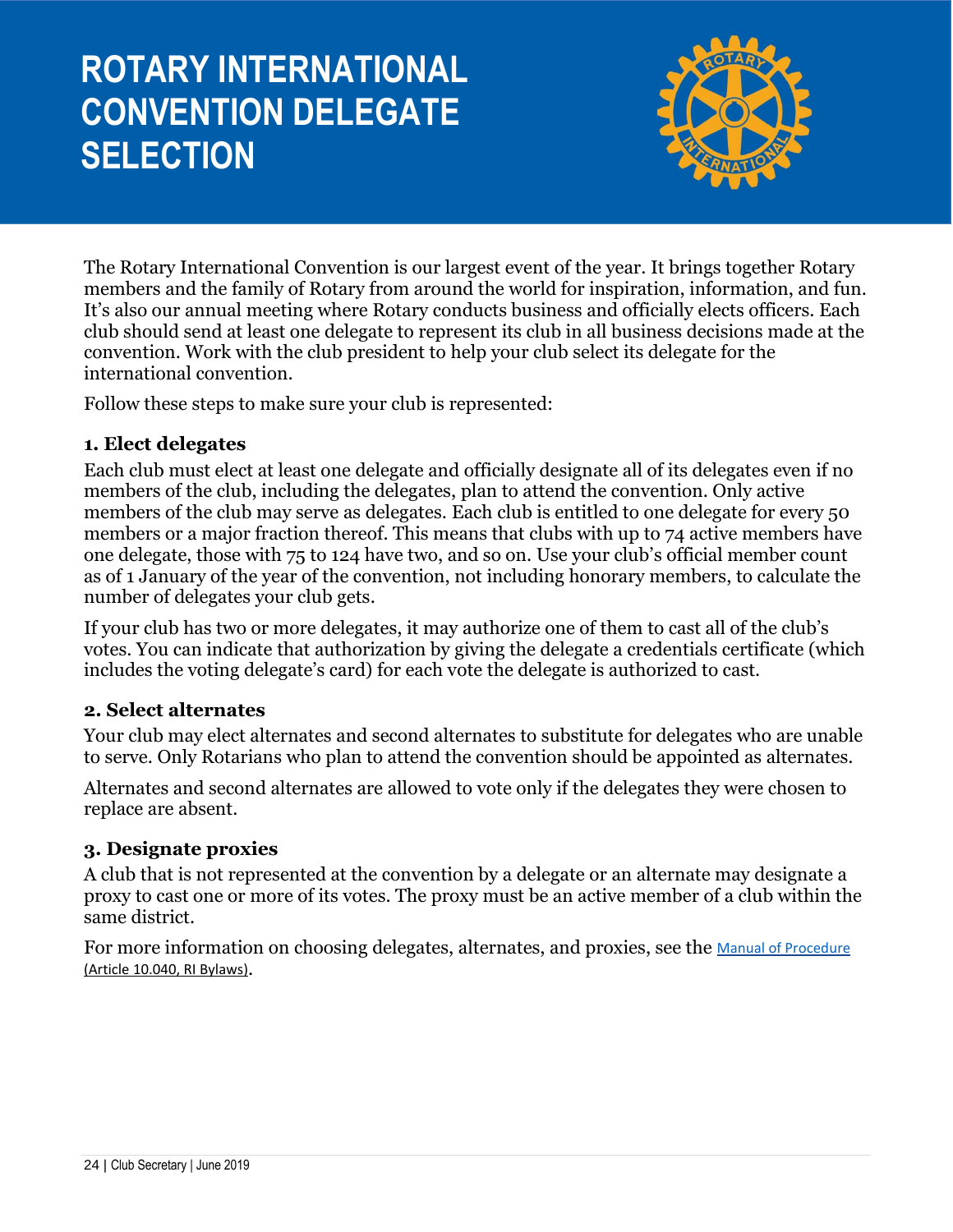# ROTARY INTERNATIONAL CONVENTION DELEGATE SELECTION

The Rotary International Convention is our largest event of the year. It brings together Rotary members and the family of Rotary from around the world for inspiration, information, and fun. It's also our annual meeting where Rotary conducts business and officially elects officers. Each club should send at least one delegate to represent its club in all business decisions made at the convention. Work with the club president to help your club select its delegate for the international convention.

Follow these steps to make sure your club is represented:

### 1. Elect delegates

Each club must elect at least one delegate and officially designate all of its delegates even if no members of the club, including the delegates, plan to attend the convention. Only active members of the club may serve as delegates. Each club is entitled to one delegate for every 50 members or a major fraction thereof. This means that clubs with up to 74 active members have one delegate, those with 75 to 124 have two, and so on. Use your club's official member count as of 1 January of the year of the convention, not including honorary members, to calculate the number of delegates your club gets.

If your club has two or more delegates, it may authorize one of them to cast all of the club's votes. You can indicate that authorization by giving the delegate a credentials certificate (which includes the voting delegate's card) for each vote the delegate is authorized to cast.

### 2. Select alternates

Your club may elect alternates and second alternates to substitute for delegates who are unable to serve. Only Rotarians who plan to attend the convention should be appointed as alternates.

Alternates and second alternates are allowed to vote only if the delegates they were chosen to replace are absent.

### 3. Designate proxies

A club that is not represented at the convention by a delegate or an alternate may designate a proxy to cast one or more of its votes. The proxy must be an active member of a club within the same district.

For more information on choosing delegates, alternates, and proxies, see the Manual of Procedure (Article 10.040, RI Bylaws).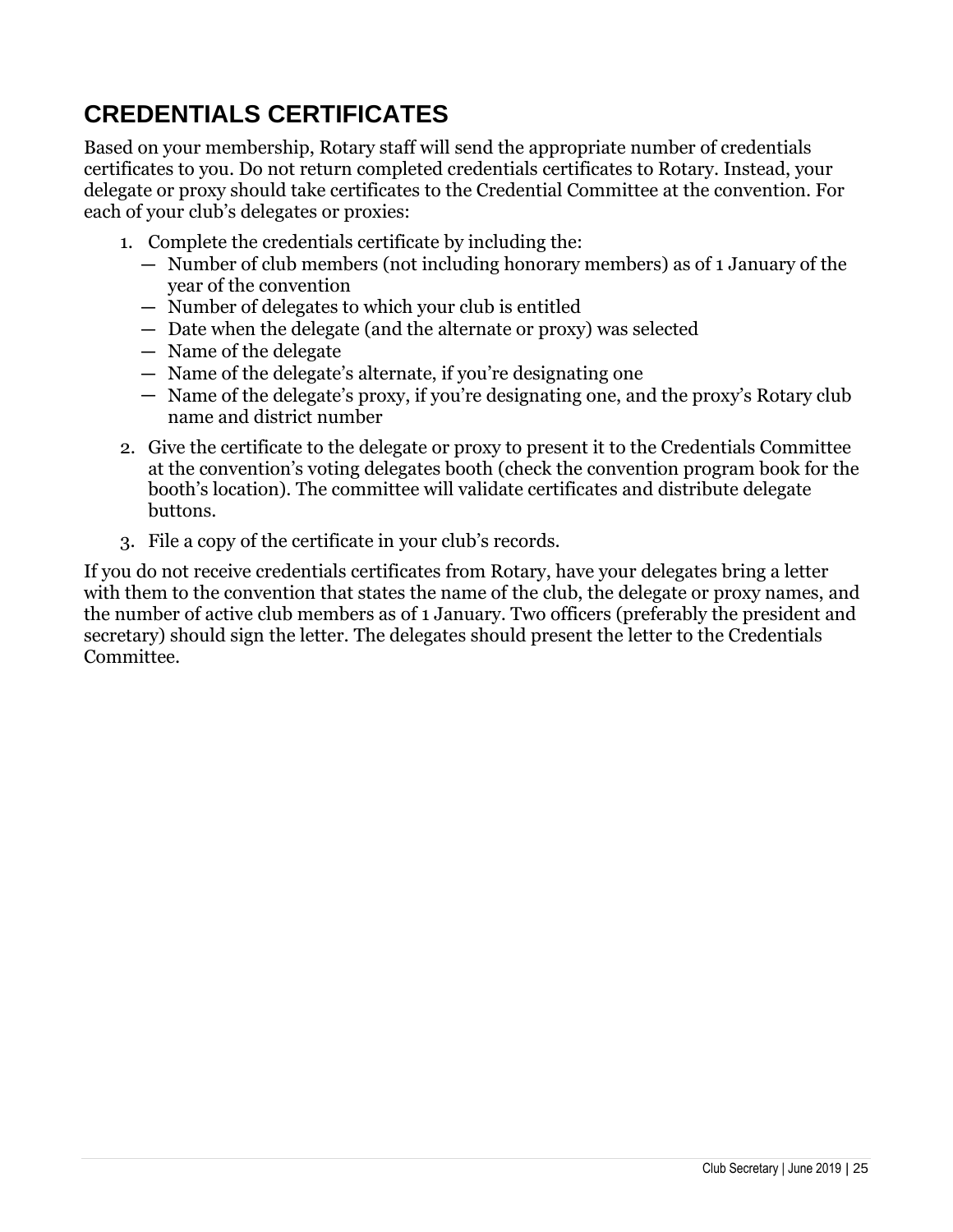## CREDENTIALS CERTIFICATES

Based on your membership, Rotary staff will send the appropriate number of credentials certificates to you. Do not return completed credentials certificates to Rotary. Instead, your delegate or proxy should take certificates to the Credential Committee at the convention. For each of your club's delegates or proxies:

1. Complete the credentials certificate by including the:
   - Number of club members (not including honorary members) as of 1 January of the year of the convention
   - Number of delegates to which your club is entitled
   - Date when the delegate (and the alternate or proxy) was selected
   - Name of the delegate
   - Name of the delegate's alternate, if you're designating one
   - Name of the delegate's proxy, if you're designating one, and the proxy's Rotary club name and district number
2. Give the certificate to the delegate or proxy to present it to the Credentials Committee at the convention's voting delegates booth (check the convention program book for the booth's location). The committee will validate certificates and distribute delegate buttons.
3. File a copy of the certificate in your club's records.

If you do not receive credentials certificates from Rotary, have your delegates bring a letter with them to the convention that states the name of the club, the delegate or proxy names, and the number of active club members as of 1 January. Two officers (preferably the president and secretary) should sign the letter. The delegates should present the letter to the Credentials Committee.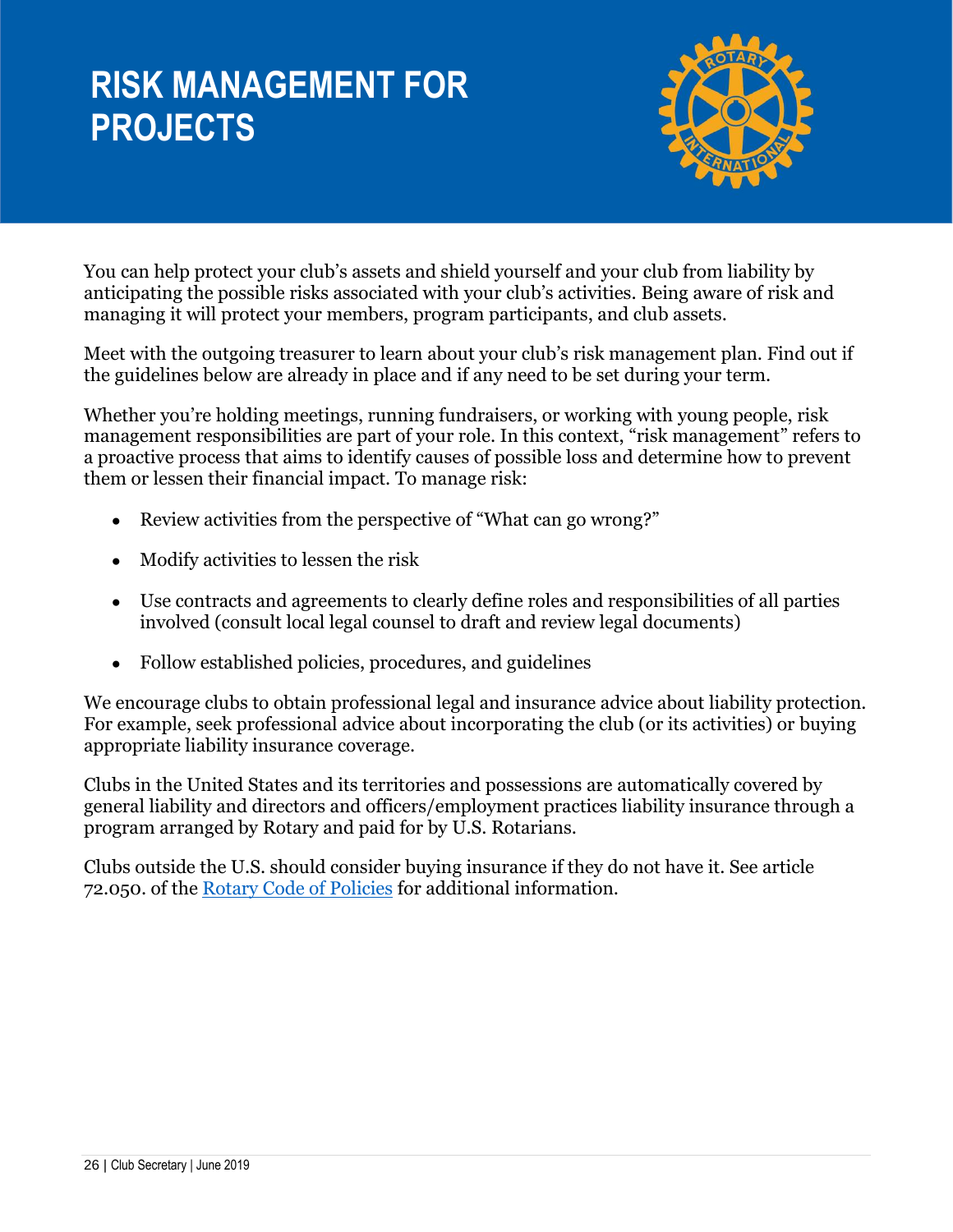# RISK MANAGEMENT FOR PROJECTS

You can help protect your club's assets and shield yourself and your club from liability by anticipating the possible risks associated with your club's activities. Being aware of risk and managing it will protect your members, program participants, and club assets.

Meet with the outgoing treasurer to learn about your club's risk management plan. Find out if the guidelines below are already in place and if any need to be set during your term.

Whether you're holding meetings, running fundraisers, or working with young people, risk management responsibilities are part of your role. In this context, "risk management" refers to a proactive process that aims to identify causes of possible loss and determine how to prevent them or lessen their financial impact. To manage risk:

- Review activities from the perspective of "What can go wrong?"
- Modify activities to lessen the risk
- Use contracts and agreements to clearly define roles and responsibilities of all parties involved (consult local legal counsel to draft and review legal documents)
- Follow established policies, procedures, and guidelines

We encourage clubs to obtain professional legal and insurance advice about liability protection. For example, seek professional advice about incorporating the club (or its activities) or buying appropriate liability insurance coverage.

Clubs in the United States and its territories and possessions are automatically covered by general liability and directors and officers/employment practices liability insurance through a program arranged by Rotary and paid for by U.S. Rotarians.

Clubs outside the U.S. should consider buying insurance if they do not have it. See article 72.050. of the [Rotary Code of Policies] for additional information.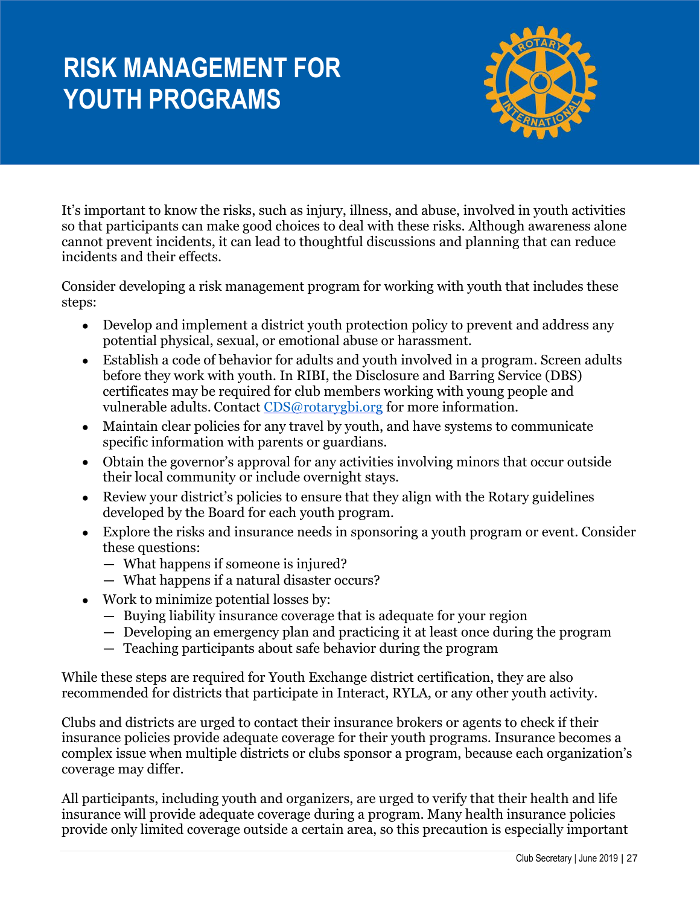# RISK MANAGEMENT FOR YOUTH PROGRAMS

It's important to know the risks, such as injury, illness, and abuse, involved in youth activities so that participants can make good choices to deal with these risks. Although awareness alone cannot prevent incidents, it can lead to thoughtful discussions and planning that can reduce incidents and their effects.

Consider developing a risk management program for working with youth that includes these steps:

- Develop and implement a district youth protection policy to prevent and address any potential physical, sexual, or emotional abuse or harassment.
- Establish a code of behavior for adults and youth involved in a program. Screen adults before they work with youth. In RIBI, the Disclosure and Barring Service (DBS) certificates may be required for club members working with young people and vulnerable adults. Contact [CDS@rotarygbi.org](mailto:CDS@rotarygbi.org) for more information.
- Maintain clear policies for any travel by youth, and have systems to communicate specific information with parents or guardians.
- Obtain the governor's approval for any activities involving minors that occur outside their local community or include overnight stays.
- Review your district's policies to ensure that they align with the Rotary guidelines developed by the Board for each youth program.
- Explore the risks and insurance needs in sponsoring a youth program or event. Consider these questions:
  - What happens if someone is injured?
  - What happens if a natural disaster occurs?
- Work to minimize potential losses by:
  - Buying liability insurance coverage that is adequate for your region
  - Developing an emergency plan and practicing it at least once during the program
  - Teaching participants about safe behavior during the program

While these steps are required for Youth Exchange district certification, they are also recommended for districts that participate in Interact, RYLA, or any other youth activity.

Clubs and districts are urged to contact their insurance brokers or agents to check if their insurance policies provide adequate coverage for their youth programs. Insurance becomes a complex issue when multiple districts or clubs sponsor a program, because each organization's coverage may differ.

All participants, including youth and organizers, are urged to verify that their health and life insurance will provide adequate coverage during a program. Many health insurance policies provide only limited coverage outside a certain area, so this precaution is especially important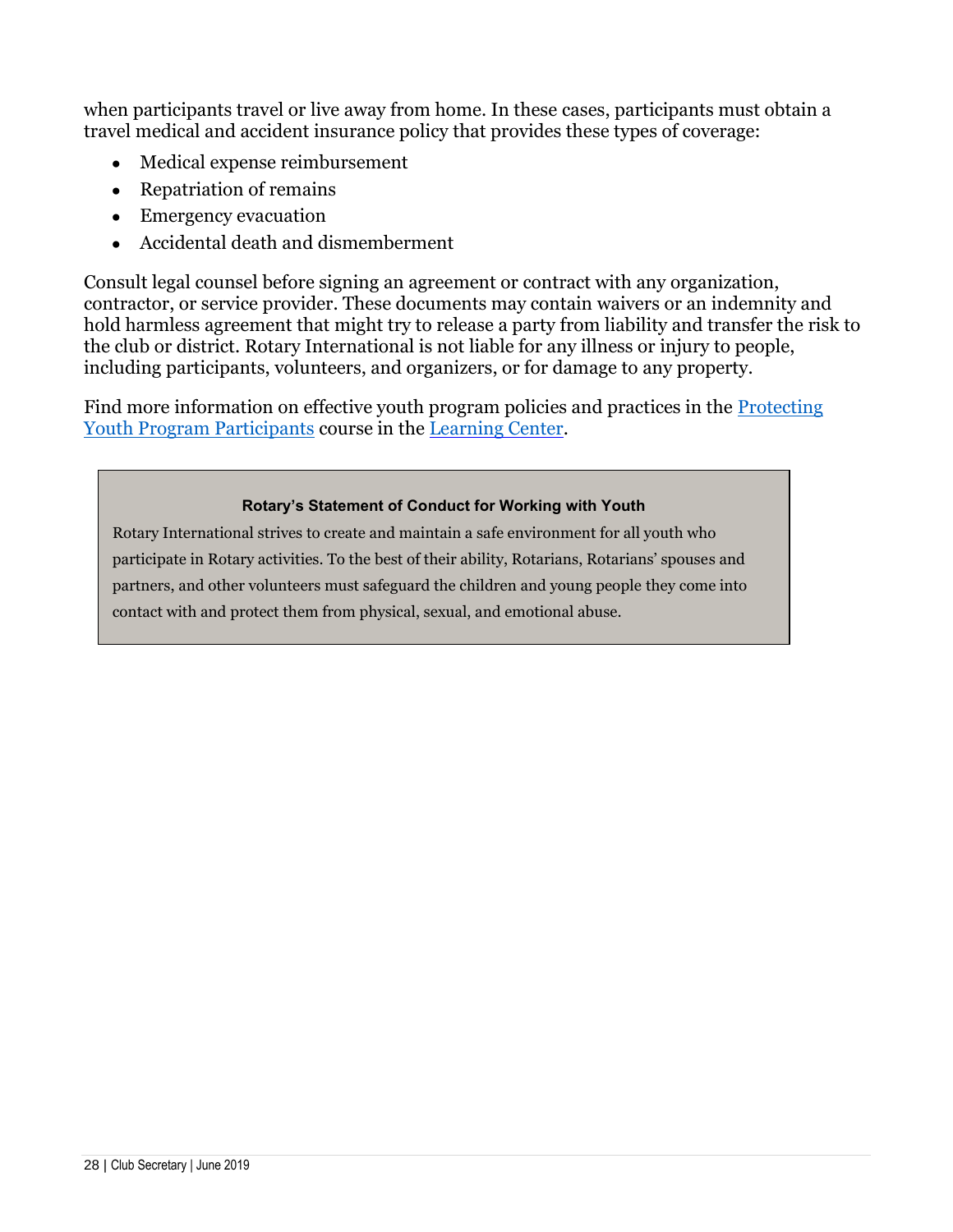when participants travel or live away from home. In these cases, participants must obtain a travel medical and accident insurance policy that provides these types of coverage:

- Medical expense reimbursement
- Repatriation of remains
- Emergency evacuation
- Accidental death and dismemberment

Consult legal counsel before signing an agreement or contract with any organization, contractor, or service provider. These documents may contain waivers or an indemnity and hold harmless agreement that might try to release a party from liability and transfer the risk to the club or district. Rotary International is not liable for any illness or injury to people, including participants, volunteers, and organizers, or for damage to any property.

Find more information on effective youth program policies and practices in the [Protecting Youth Program Participants](#) course in the [Learning Center](#).

> **Rotary's Statement of Conduct for Working with Youth**
>
> Rotary International strives to create and maintain a safe environment for all youth who participate in Rotary activities. To the best of their ability, Rotarians, Rotarians' spouses and partners, and other volunteers must safeguard the children and young people they come into contact with and protect them from physical, sexual, and emotional abuse.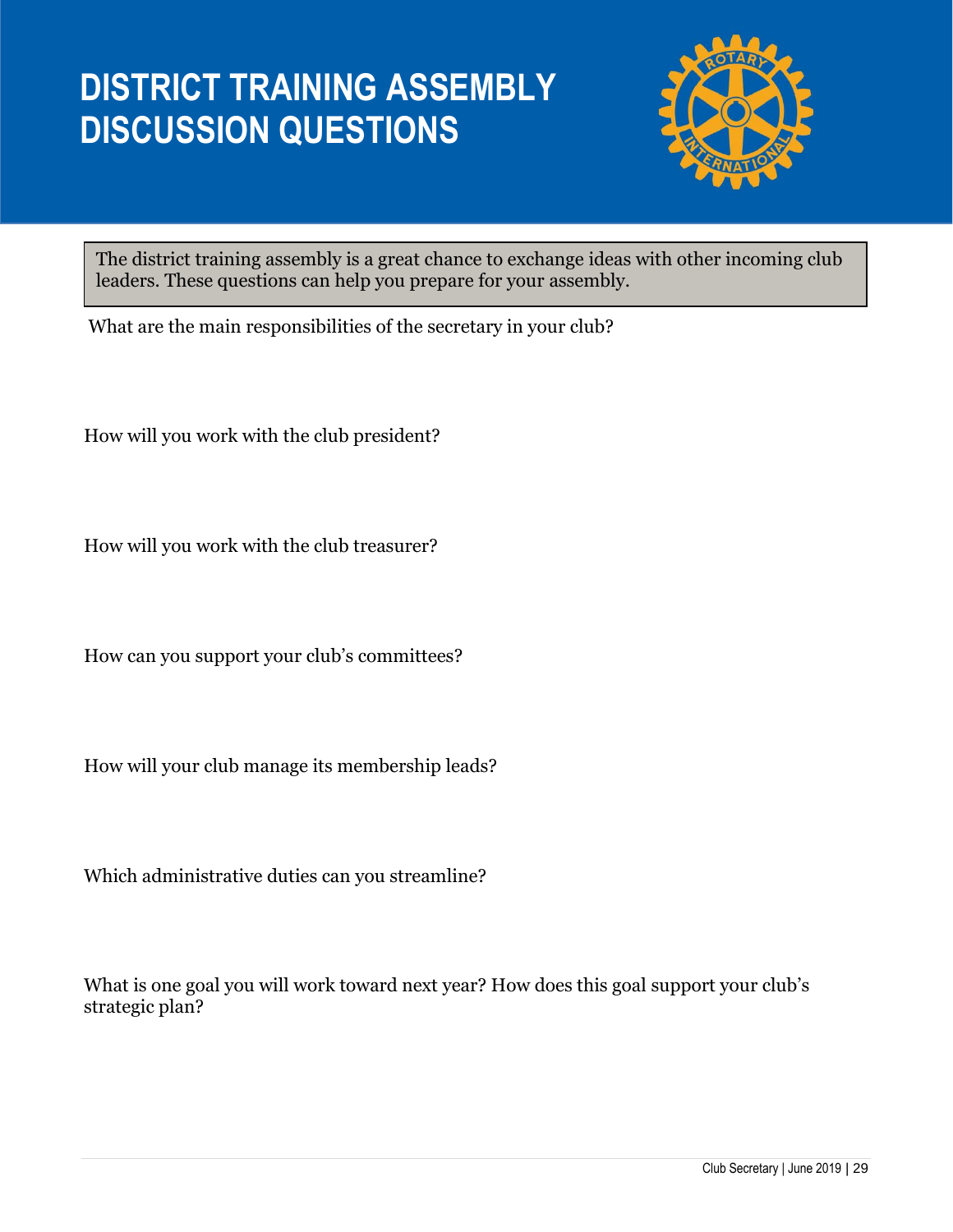# DISTRICT TRAINING ASSEMBLY DISCUSSION QUESTIONS

The district training assembly is a great chance to exchange ideas with other incoming club leaders. These questions can help you prepare for your assembly.

What are the main responsibilities of the secretary in your club?

How will you work with the club president?

How will you work with the club treasurer?

How can you support your club's committees?

How will your club manage its membership leads?

Which administrative duties can you streamline?

What is one goal you will work toward next year? How does this goal support your club's strategic plan?